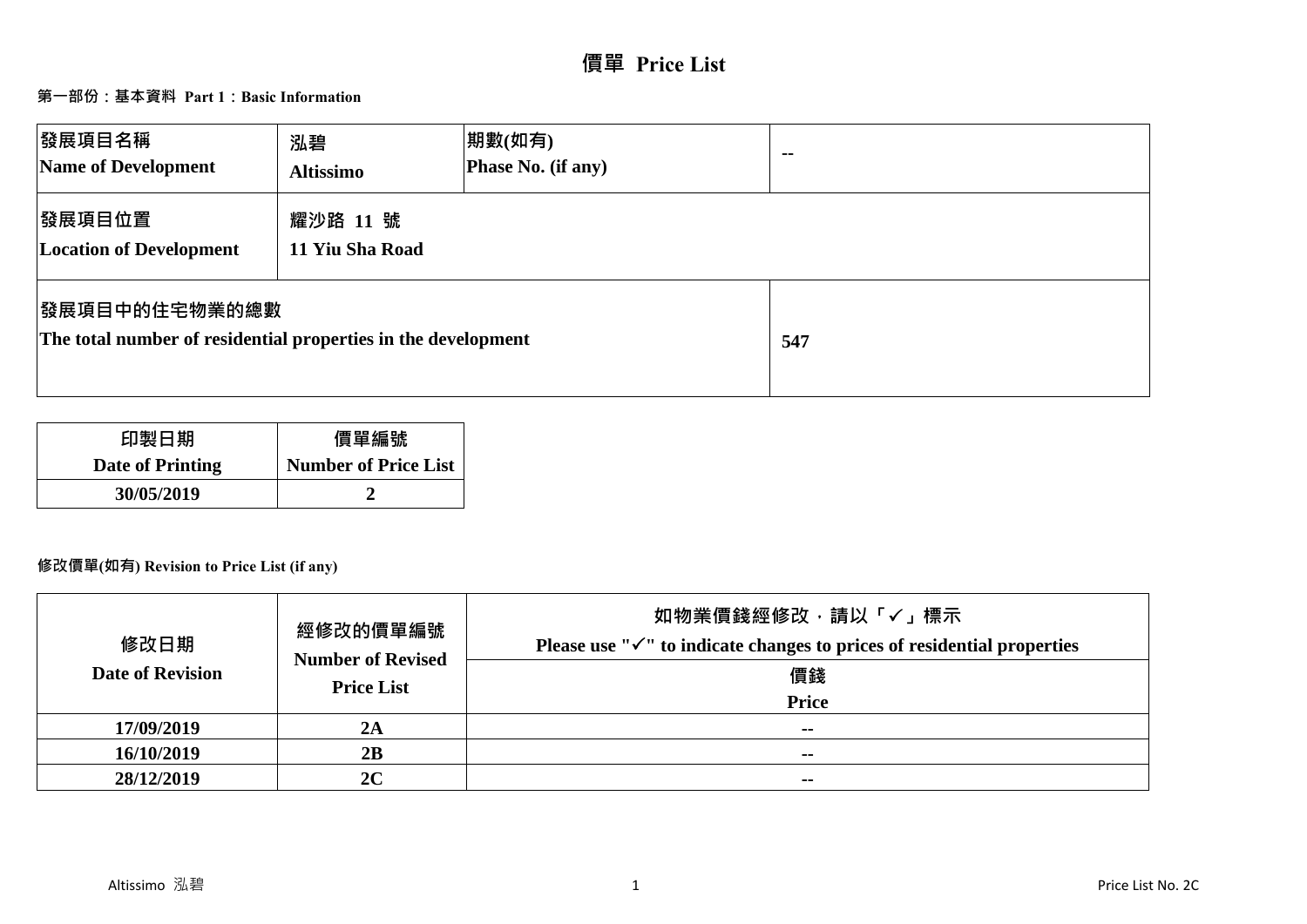# 價單 Price List

## 第一部份：基本資料 Part 1：Basic Information

| 發展項目名稱<br>Name of Development | 泓碧<br>Altissimo | 期數(如有)<br>Phase No. (if any) | -- |
|---|---|---|---|
| 發展項目位置<br>Location of Development | 耀沙路 11 號<br>11 Yiu Sha Road | | |
| 發展項目中的住宅物業的總數<br>The total number of residential properties in the development | | | 547 |

| 印製日期<br>Date of Printing | 價單編號<br>Number of Price List |
|---|---|
| 30/05/2019 | 2 |

## 修改價單(如有) Revision to Price List (if any)

| 修改日期<br>Date of Revision | 經修改的價單編號<br>Number of Revised Price List | 如物業價錢經修改，請以「✓」標示<br>Please use "✓" to indicate changes to prices of residential properties<br>價錢<br>Price |
|---|---|---|
| 17/09/2019 | 2A | -- |
| 16/10/2019 | 2B | -- |
| 28/12/2019 | 2C | -- |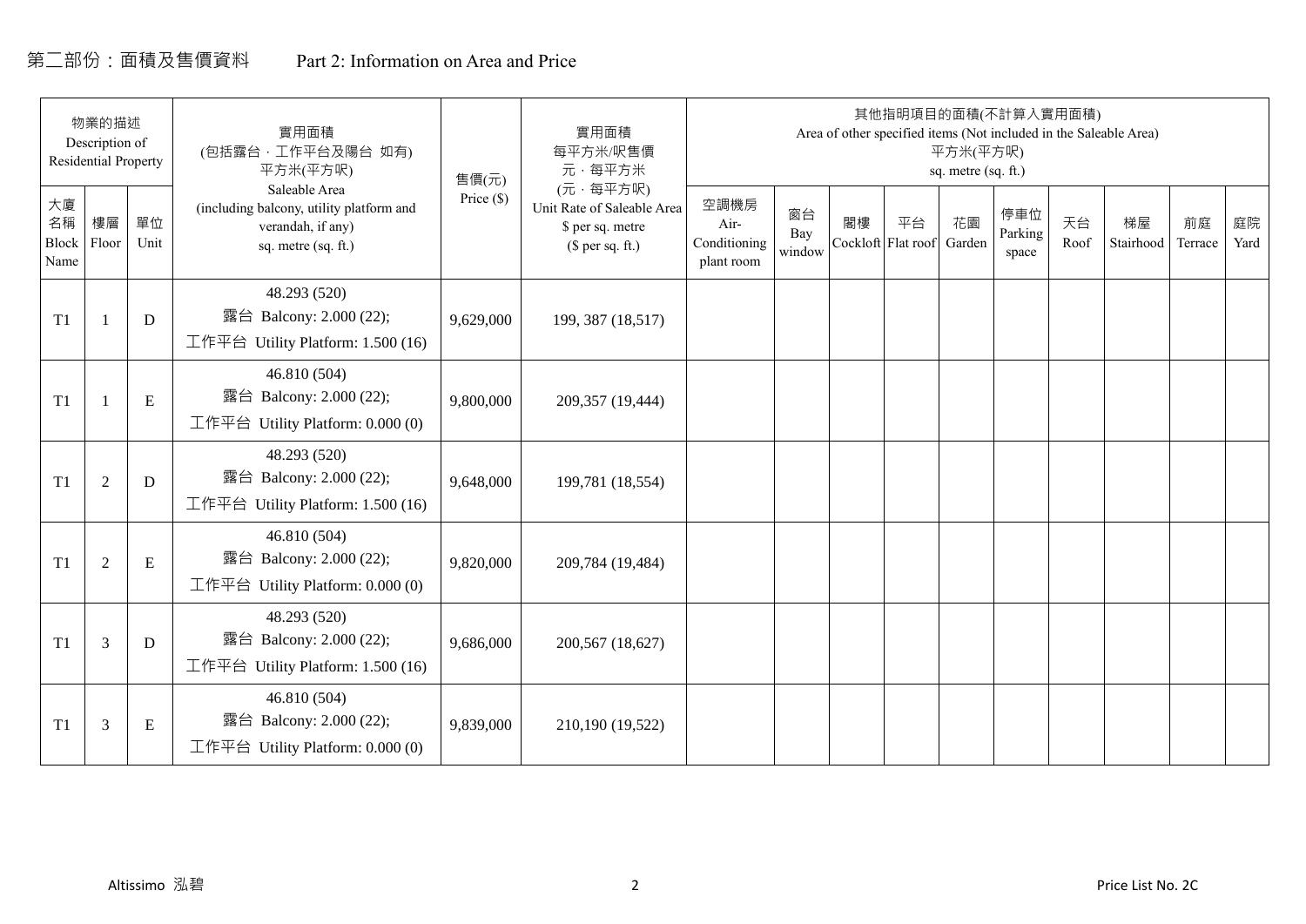# 第二部份：面積及售價資料 Part 2: Information on Area and Price

| 物業的描述 Description of Residential Property | | | 實用面積 (包括露台，工作平台及陽台 如有) 平方米(平方呎) Saleable Area (including balcony, utility platform and verandah, if any) sq. metre (sq. ft.) | 售價(元) Price ($) | 實用面積 每平方米/呎售價 元，每平方米 (元，每平方呎) Unit Rate of Saleable Area $ per sq. metre ($ per sq. ft.) | 其他指明項目的面積(不計算入實用面積) Area of other specified items (Not included in the Saleable Area) 平方米(平方呎) sq. metre (sq. ft.) | | | | | | | | | |
|---|---|---|---|---|---|---|---|---|---|---|---|---|---|---|---|
| 大廈名稱 Block Name | 樓層 Floor | 單位 Unit | | | | 空調機房 Air-Conditioning plant room | 窗台 Bay window | 閣樓 Cockloft | 平台 Flat roof | 花園 Garden | 停車位 Parking space | 天台 Roof | 梯屋 Stairhood | 前庭 Terrace | 庭院 Yard |
| T1 | 1 | D | 48.293 (520)<br>露台 Balcony: 2.000 (22);<br>工作平台 Utility Platform: 1.500 (16) | 9,629,000 | 199, 387 (18,517) | | | | | | | | | | |
| T1 | 1 | E | 46.810 (504)<br>露台 Balcony: 2.000 (22);<br>工作平台 Utility Platform: 0.000 (0) | 9,800,000 | 209,357 (19,444) | | | | | | | | | | |
| T1 | 2 | D | 48.293 (520)<br>露台 Balcony: 2.000 (22);<br>工作平台 Utility Platform: 1.500 (16) | 9,648,000 | 199,781 (18,554) | | | | | | | | | | |
| T1 | 2 | E | 46.810 (504)<br>露台 Balcony: 2.000 (22);<br>工作平台 Utility Platform: 0.000 (0) | 9,820,000 | 209,784 (19,484) | | | | | | | | | | |
| T1 | 3 | D | 48.293 (520)<br>露台 Balcony: 2.000 (22);<br>工作平台 Utility Platform: 1.500 (16) | 9,686,000 | 200,567 (18,627) | | | | | | | | | | |
| T1 | 3 | E | 46.810 (504)<br>露台 Balcony: 2.000 (22);<br>工作平台 Utility Platform: 0.000 (0) | 9,839,000 | 210,190 (19,522) | | | | | | | | | | |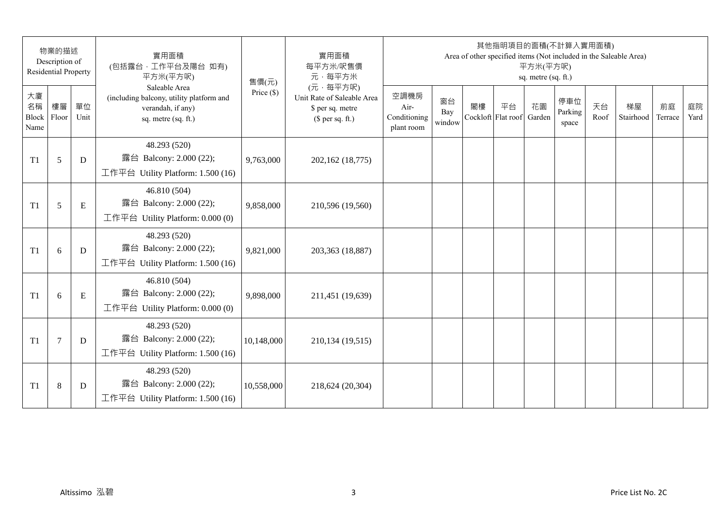| 物業的描述 Description of Residential Property | | | 實用面積 (包括露台，工作平台及陽台 如有) 平方米(平方呎) Saleable Area (including balcony, utility platform and verandah, if any) sq. metre (sq. ft.) | 售價(元) Price ($) | 實用面積 每平方米/呎售價 元，每平方米 (元，每平方呎) Unit Rate of Saleable Area $ per sq. metre ($ per sq. ft.) | 其他指明項目的面積(不計算入實用面積) Area of other specified items (Not included in the Saleable Area) 平方米(平方呎) sq. metre (sq. ft.) | | | | | | | | | |
|---|---|---|---|---|---|---|---|---|---|---|---|---|---|---|---|
| 大廈名稱 Block Name | 樓層 Floor | 單位 Unit | | | | 空調機房 Air-Conditioning plant room | 窗台 Bay window | 閣樓 Cockloft | 平台 Flat roof | 花園 Garden | 停車位 Parking space | 天台 Roof | 梯屋 Stairhood | 前庭 Terrace | 庭院 Yard |
| T1 | 5 | D | 48.293 (520) 露台 Balcony: 2.000 (22); 工作平台 Utility Platform: 1.500 (16) | 9,763,000 | 202,162 (18,775) | | | | | | | | | | |
| T1 | 5 | E | 46.810 (504) 露台 Balcony: 2.000 (22); 工作平台 Utility Platform: 0.000 (0) | 9,858,000 | 210,596 (19,560) | | | | | | | | | | |
| T1 | 6 | D | 48.293 (520) 露台 Balcony: 2.000 (22); 工作平台 Utility Platform: 1.500 (16) | 9,821,000 | 203,363 (18,887) | | | | | | | | | | |
| T1 | 6 | E | 46.810 (504) 露台 Balcony: 2.000 (22); 工作平台 Utility Platform: 0.000 (0) | 9,898,000 | 211,451 (19,639) | | | | | | | | | | |
| T1 | 7 | D | 48.293 (520) 露台 Balcony: 2.000 (22); 工作平台 Utility Platform: 1.500 (16) | 10,148,000 | 210,134 (19,515) | | | | | | | | | | |
| T1 | 8 | D | 48.293 (520) 露台 Balcony: 2.000 (22); 工作平台 Utility Platform: 1.500 (16) | 10,558,000 | 218,624 (20,304) | | | | | | | | | | |

Altissimo 泓碧

Price List No. 2C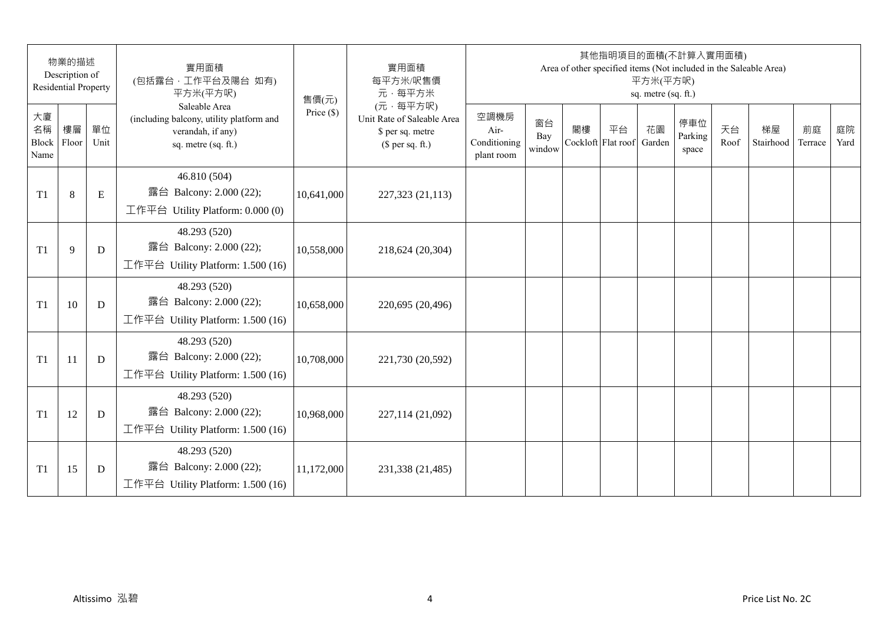| 物業的描述 Description of Residential Property | | | 實用面積 (包括露台，工作平台及陽台 如有) 平方米(平方呎) | 售價(元) | 實用面積 每平方米/呎售價 元，每平方米 (元，每平方呎) | 其他指明項目的面積(不計算入實用面積) Area of other specified items (Not included in the Saleable Area) 平方米(平方呎) sq. metre (sq. ft.) | | | | | | | | | |
|---|---|---|---|---|---|---|---|---|---|---|---|---|---|---|---|
| 大廈名稱 Block Name | 樓層 Floor | 單位 Unit | Saleable Area (including balcony, utility platform and verandah, if any) sq. metre (sq. ft.) | Price ($) | Unit Rate of Saleable Area $ per sq. metre ($ per sq. ft.) | 空調機房 Air-Conditioning plant room | 窗台 Bay window | 閣樓 Cockloft | 平台 Flat roof | 花園 Garden | 停車位 Parking space | 天台 Roof | 梯屋 Stairhood | 前庭 Terrace | 庭院 Yard |
| T1 | 8 | E | 46.810 (504) 露台 Balcony: 2.000 (22); 工作平台 Utility Platform: 0.000 (0) | 10,641,000 | 227,323 (21,113) | | | | | | | | | | |
| T1 | 9 | D | 48.293 (520) 露台 Balcony: 2.000 (22); 工作平台 Utility Platform: 1.500 (16) | 10,558,000 | 218,624 (20,304) | | | | | | | | | | |
| T1 | 10 | D | 48.293 (520) 露台 Balcony: 2.000 (22); 工作平台 Utility Platform: 1.500 (16) | 10,658,000 | 220,695 (20,496) | | | | | | | | | | |
| T1 | 11 | D | 48.293 (520) 露台 Balcony: 2.000 (22); 工作平台 Utility Platform: 1.500 (16) | 10,708,000 | 221,730 (20,592) | | | | | | | | | | |
| T1 | 12 | D | 48.293 (520) 露台 Balcony: 2.000 (22); 工作平台 Utility Platform: 1.500 (16) | 10,968,000 | 227,114 (21,092) | | | | | | | | | | |
| T1 | 15 | D | 48.293 (520) 露台 Balcony: 2.000 (22); 工作平台 Utility Platform: 1.500 (16) | 11,172,000 | 231,338 (21,485) | | | | | | | | | | |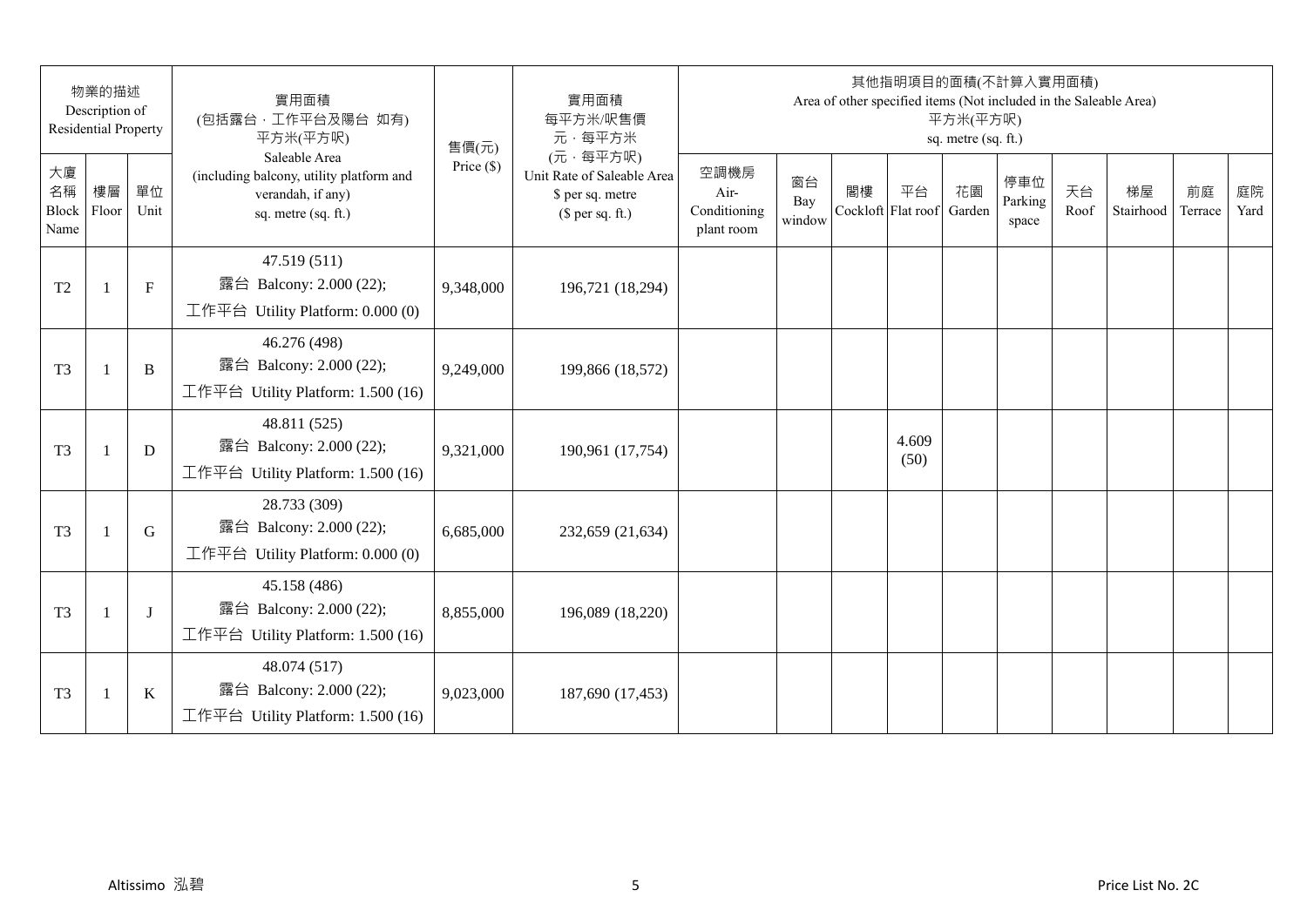| 物業的描述 Description of Residential Property | | | 實用面積 (包括露台 · 工作平台及陽台 如有) 平方米(平方呎) Saleable Area (including balcony, utility platform and verandah, if any) sq. metre (sq. ft.) | 售價(元) Price ($) | 實用面積 每平方米/呎售價 元 · 每平方米 (元 · 每平方呎) Unit Rate of Saleable Area $ per sq. metre ($ per sq. ft.) | 其他指明項目的面積(不計算入實用面積) Area of other specified items (Not included in the Saleable Area) 平方米(平方呎) sq. metre (sq. ft.) | | | | | | | | | |
|---|---|---|---|---|---|---|---|---|---|---|---|---|---|---|---|
| 大廈名稱 Block Name | 樓層 Floor | 單位 Unit | | | | 空調機房 Air-Conditioning plant room | 窗台 Bay window | 閣樓 Cockloft | 平台 Flat roof | 花園 Garden | 停車位 Parking space | 天台 Roof | 梯屋 Stairhood | 前庭 Terrace | 庭院 Yard |
| T2 | 1 | F | 47.519 (511) 露台 Balcony: 2.000 (22); 工作平台 Utility Platform: 0.000 (0) | 9,348,000 | 196,721 (18,294) | | | | | | | | | | |
| T3 | 1 | B | 46.276 (498) 露台 Balcony: 2.000 (22); 工作平台 Utility Platform: 1.500 (16) | 9,249,000 | 199,866 (18,572) | | | | | | | | | | |
| T3 | 1 | D | 48.811 (525) 露台 Balcony: 2.000 (22); 工作平台 Utility Platform: 1.500 (16) | 9,321,000 | 190,961 (17,754) | | | | 4.609 (50) | | | | | | |
| T3 | 1 | G | 28.733 (309) 露台 Balcony: 2.000 (22); 工作平台 Utility Platform: 0.000 (0) | 6,685,000 | 232,659 (21,634) | | | | | | | | | | |
| T3 | 1 | J | 45.158 (486) 露台 Balcony: 2.000 (22); 工作平台 Utility Platform: 1.500 (16) | 8,855,000 | 196,089 (18,220) | | | | | | | | | | |
| T3 | 1 | K | 48.074 (517) 露台 Balcony: 2.000 (22); 工作平台 Utility Platform: 1.500 (16) | 9,023,000 | 187,690 (17,453) | | | | | | | | | | |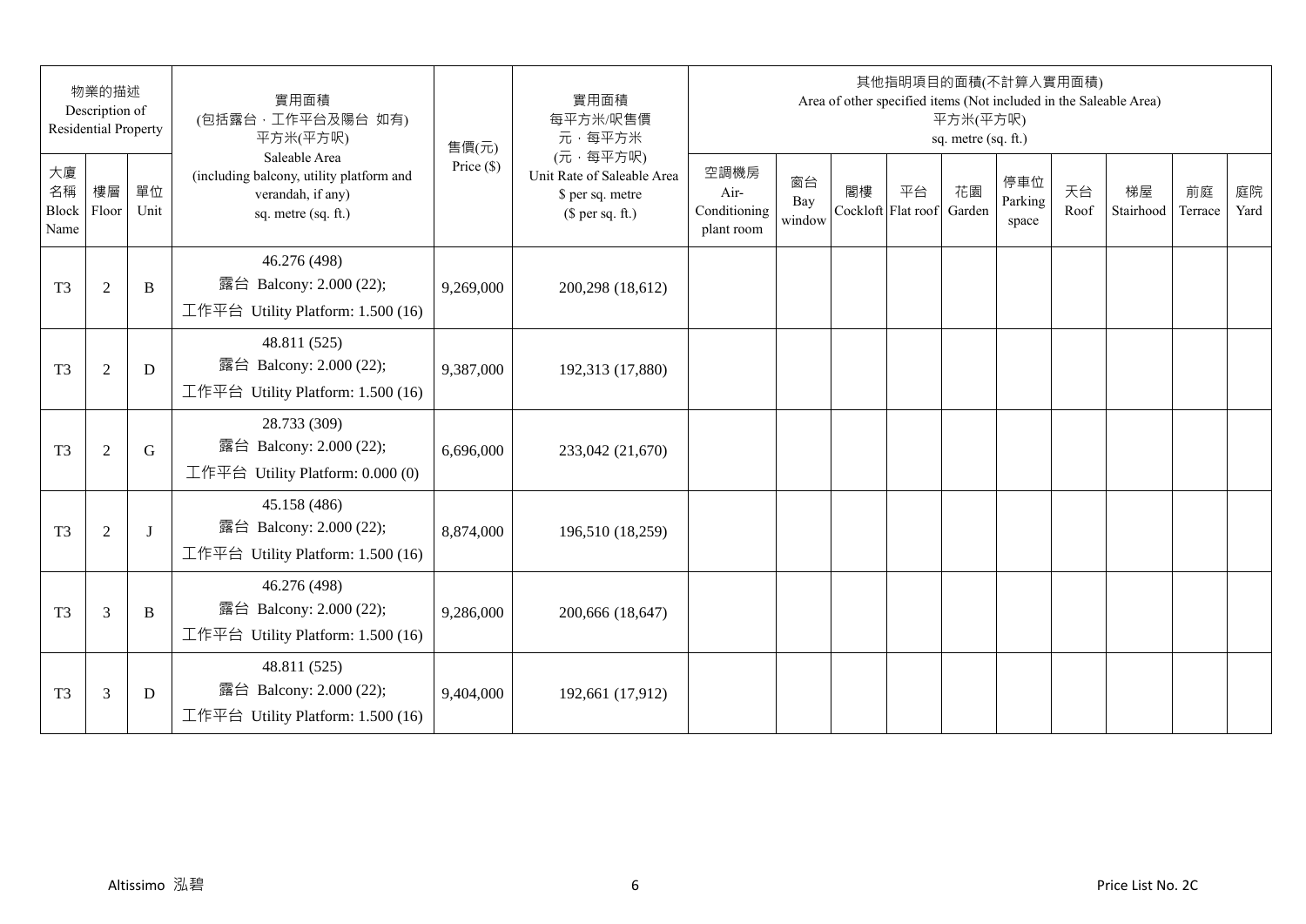| 物業的描述 Description of Residential Property | | | 實用面積 (包括露台，工作平台及陽台 如有) 平方米(平方呎) Saleable Area (including balcony, utility platform and verandah, if any) sq. metre (sq. ft.) | 售價(元) Price ($) | 實用面積 每平方米/呎售價 元，每平方米 (元，每平方呎) Unit Rate of Saleable Area $ per sq. metre ($ per sq. ft.) | 其他指明項目的面積(不計算入實用面積) Area of other specified items (Not included in the Saleable Area) 平方米(平方呎) sq. metre (sq. ft.) | | | | | | | | | |
|---|---|---|---|---|---|---|---|---|---|---|---|---|---|---|---|
| 大廈名稱 Block Name | 樓層 Floor | 單位 Unit | | | | 空調機房 Air-Conditioning plant room | 窗台 Bay window | 閣樓 Cockloft | 平台 Flat roof | 花園 Garden | 停車位 Parking space | 天台 Roof | 梯屋 Stairhood | 前庭 Terrace | 庭院 Yard |
| T3 | 2 | B | 46.276 (498) 露台 Balcony: 2.000 (22); 工作平台 Utility Platform: 1.500 (16) | 9,269,000 | 200,298 (18,612) | | | | | | | | | | |
| T3 | 2 | D | 48.811 (525) 露台 Balcony: 2.000 (22); 工作平台 Utility Platform: 1.500 (16) | 9,387,000 | 192,313 (17,880) | | | | | | | | | | |
| T3 | 2 | G | 28.733 (309) 露台 Balcony: 2.000 (22); 工作平台 Utility Platform: 0.000 (0) | 6,696,000 | 233,042 (21,670) | | | | | | | | | | |
| T3 | 2 | J | 45.158 (486) 露台 Balcony: 2.000 (22); 工作平台 Utility Platform: 1.500 (16) | 8,874,000 | 196,510 (18,259) | | | | | | | | | | |
| T3 | 3 | B | 46.276 (498) 露台 Balcony: 2.000 (22); 工作平台 Utility Platform: 1.500 (16) | 9,286,000 | 200,666 (18,647) | | | | | | | | | | |
| T3 | 3 | D | 48.811 (525) 露台 Balcony: 2.000 (22); 工作平台 Utility Platform: 1.500 (16) | 9,404,000 | 192,661 (17,912) | | | | | | | | | | |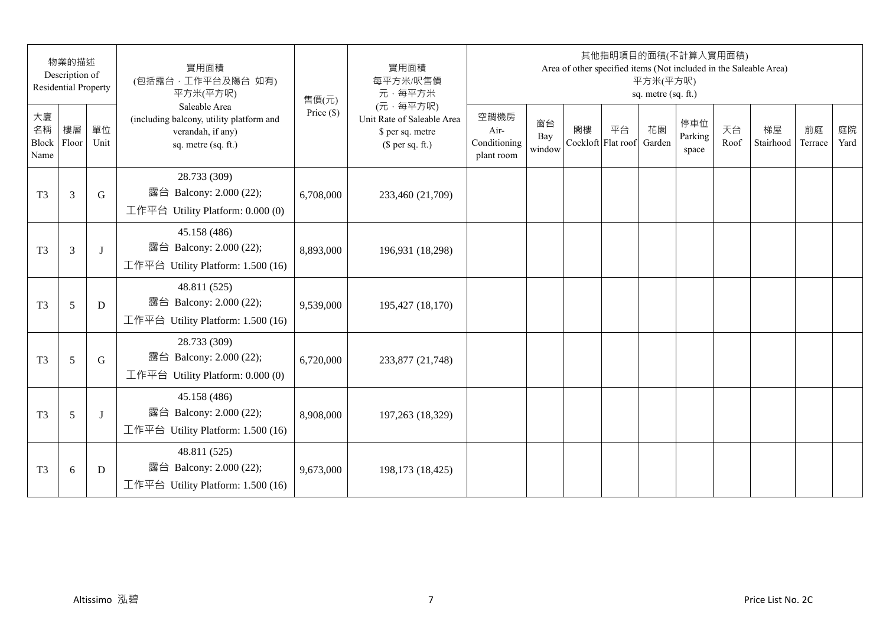| 物業的描述 Description of Residential Property | | | 實用面積 (包括露台，工作平台及陽台 如有) 平方米(平方呎) Saleable Area (including balcony, utility platform and verandah, if any) sq. metre (sq. ft.) | 售價(元) Price ($) | 實用面積 每平方米/呎售價 元，每平方米 (元，每平方呎) Unit Rate of Saleable Area $ per sq. metre ($ per sq. ft.) | 其他指明項目的面積(不計算入實用面積) Area of other specified items (Not included in the Saleable Area) 平方米(平方呎) sq. metre (sq. ft.) | | | | | | | | | |
|---|---|---|---|---|---|---|---|---|---|---|---|---|---|---|---|
| 大廈名稱 Block Name | 樓層 Floor | 單位 Unit | | | | 空調機房 Air-Conditioning plant room | 窗台 Bay window | 閣樓 Cockloft | 平台 Flat roof | 花園 Garden | 停車位 Parking space | 天台 Roof | 梯屋 Stairhood | 前庭 Terrace | 庭院 Yard |
| T3 | 3 | G | 28.733 (309) 露台 Balcony: 2.000 (22); 工作平台 Utility Platform: 0.000 (0) | 6,708,000 | 233,460 (21,709) | | | | | | | | | | |
| T3 | 3 | J | 45.158 (486) 露台 Balcony: 2.000 (22); 工作平台 Utility Platform: 1.500 (16) | 8,893,000 | 196,931 (18,298) | | | | | | | | | | |
| T3 | 5 | D | 48.811 (525) 露台 Balcony: 2.000 (22); 工作平台 Utility Platform: 1.500 (16) | 9,539,000 | 195,427 (18,170) | | | | | | | | | | |
| T3 | 5 | G | 28.733 (309) 露台 Balcony: 2.000 (22); 工作平台 Utility Platform: 0.000 (0) | 6,720,000 | 233,877 (21,748) | | | | | | | | | | |
| T3 | 5 | J | 45.158 (486) 露台 Balcony: 2.000 (22); 工作平台 Utility Platform: 1.500 (16) | 8,908,000 | 197,263 (18,329) | | | | | | | | | | |
| T3 | 6 | D | 48.811 (525) 露台 Balcony: 2.000 (22); 工作平台 Utility Platform: 1.500 (16) | 9,673,000 | 198,173 (18,425) | | | | | | | | | | |

Altissimo 泓碧 Price List No. 2C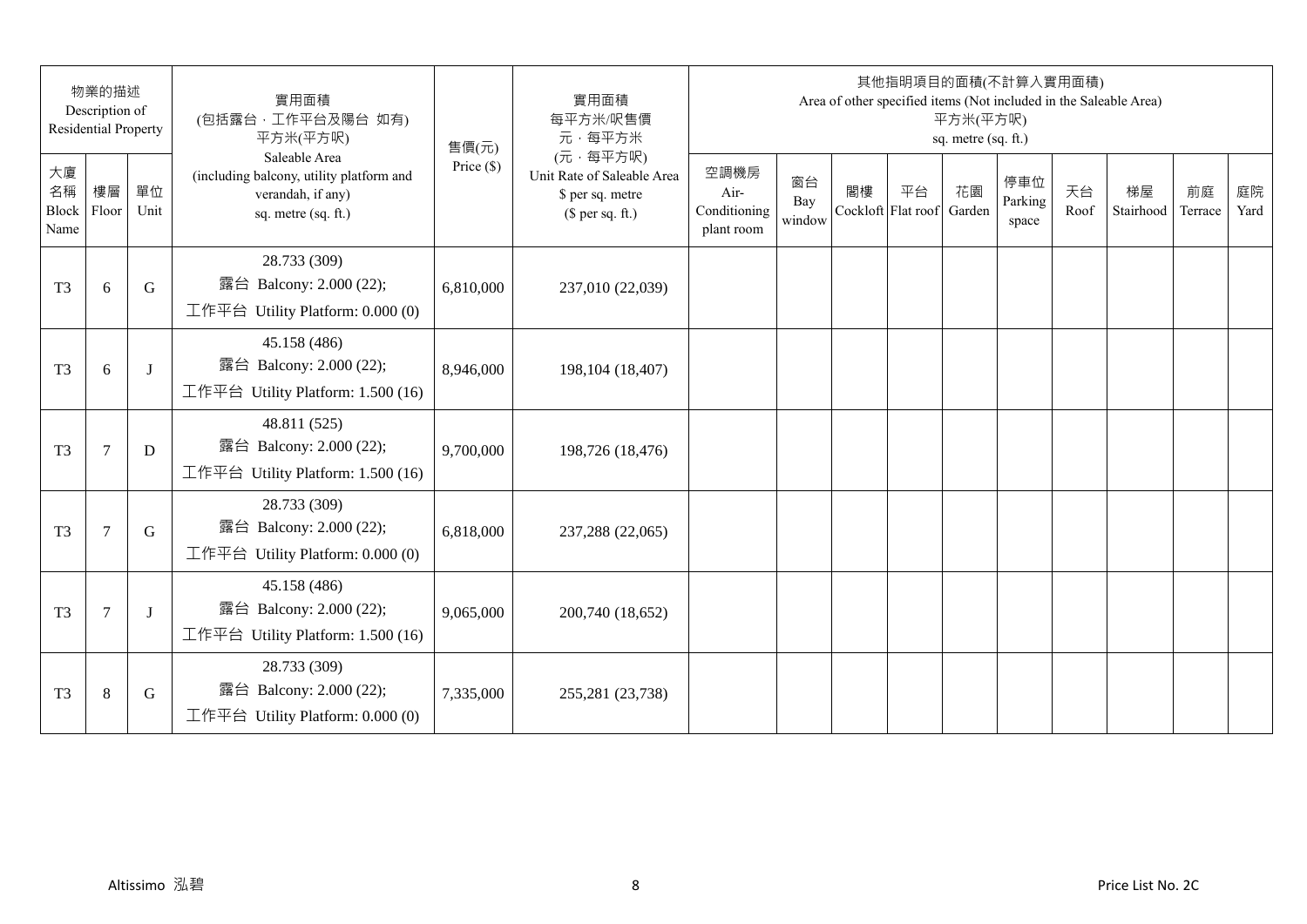| 物業的描述 Description of Residential Property | | | 實用面積 (包括露台，工作平台及陽台 如有) 平方米(平方呎) Saleable Area (including balcony, utility platform and verandah, if any) sq. metre (sq. ft.) | 售價(元) Price ($) | 實用面積 每平方米/呎售價 元，每平方米 (元，每平方呎) Unit Rate of Saleable Area $ per sq. metre ($ per sq. ft.) | 其他指明項目的面積(不計算入實用面積) Area of other specified items (Not included in the Saleable Area) 平方米(平方呎) sq. metre (sq. ft.) | | | | | | | | | |
|---|---|---|---|---|---|---|---|---|---|---|---|---|---|---|---|
| 大廈名稱 Block Name | 樓層 Floor | 單位 Unit | | | | 空調機房 Air-Conditioning plant room | 窗台 Bay window | 閣樓 Cockloft | 平台 Flat roof | 花園 Garden | 停車位 Parking space | 天台 Roof | 梯屋 Stairhood | 前庭 Terrace | 庭院 Yard |
| T3 | 6 | G | 28.733 (309) 露台 Balcony: 2.000 (22); 工作平台 Utility Platform: 0.000 (0) | 6,810,000 | 237,010 (22,039) | | | | | | | | | | |
| T3 | 6 | J | 45.158 (486) 露台 Balcony: 2.000 (22); 工作平台 Utility Platform: 1.500 (16) | 8,946,000 | 198,104 (18,407) | | | | | | | | | | |
| T3 | 7 | D | 48.811 (525) 露台 Balcony: 2.000 (22); 工作平台 Utility Platform: 1.500 (16) | 9,700,000 | 198,726 (18,476) | | | | | | | | | | |
| T3 | 7 | G | 28.733 (309) 露台 Balcony: 2.000 (22); 工作平台 Utility Platform: 0.000 (0) | 6,818,000 | 237,288 (22,065) | | | | | | | | | | |
| T3 | 7 | J | 45.158 (486) 露台 Balcony: 2.000 (22); 工作平台 Utility Platform: 1.500 (16) | 9,065,000 | 200,740 (18,652) | | | | | | | | | | |
| T3 | 8 | G | 28.733 (309) 露台 Balcony: 2.000 (22); 工作平台 Utility Platform: 0.000 (0) | 7,335,000 | 255,281 (23,738) | | | | | | | | | | |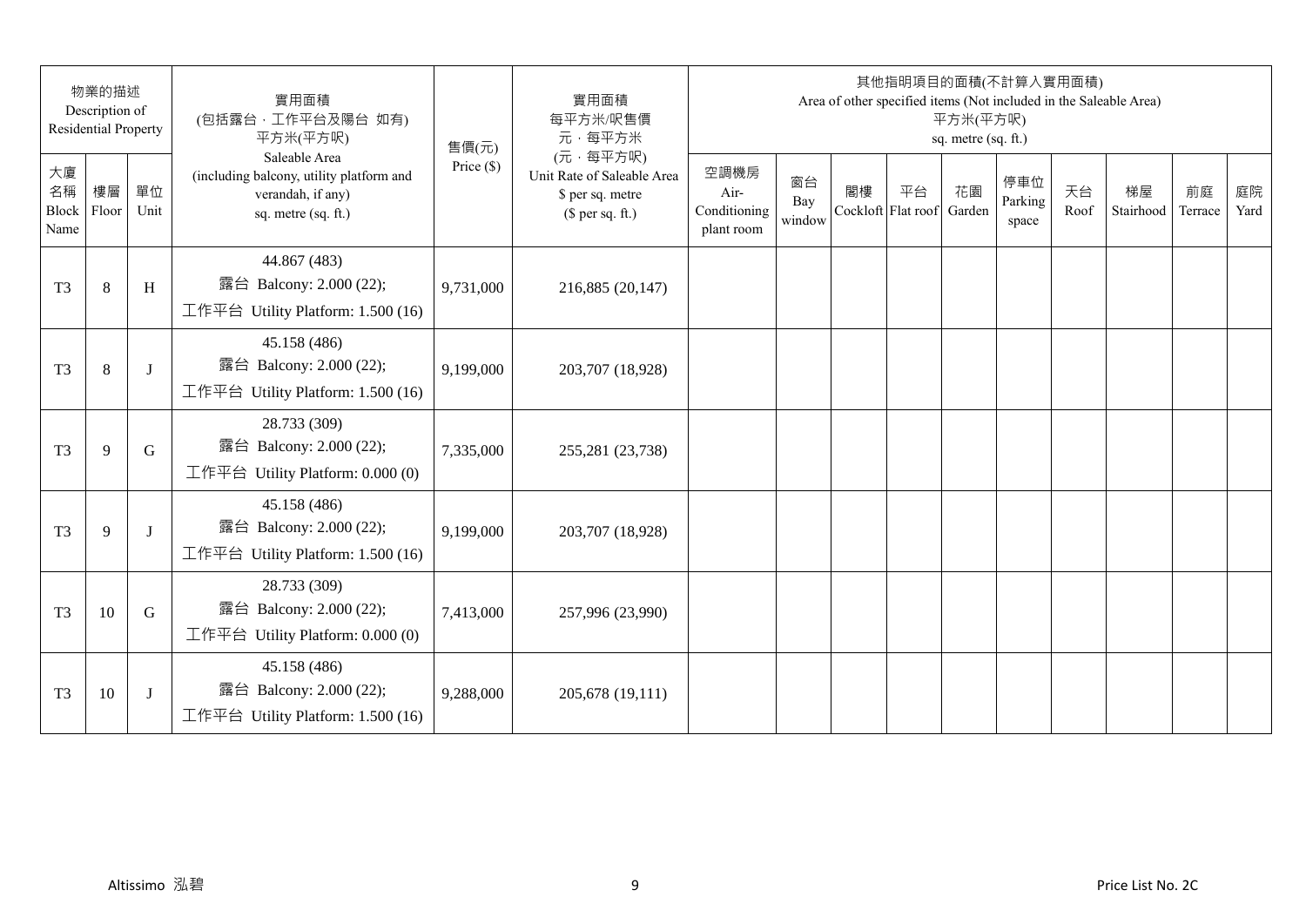| 物業的描述 Description of Residential Property | | | 實用面積 (包括露台．工作平台及陽台 如有) 平方米(平方呎) Saleable Area (including balcony, utility platform and verandah, if any) sq. metre (sq. ft.) | 售價(元) Price ($) | 實用面積 每平方米/呎售價 元．每平方米 (元．每平方呎) Unit Rate of Saleable Area $ per sq. metre ($ per sq. ft.) | 其他指明項目的面積(不計算入實用面積) Area of other specified items (Not included in the Saleable Area) 平方米(平方呎) sq. metre (sq. ft.) | | | | | | | | | |
|---|---|---|---|---|---|---|---|---|---|---|---|---|---|---|---|
| 大廈名稱 Block Name | 樓層 Floor | 單位 Unit | | | | 空調機房 Air-Conditioning plant room | 窗台 Bay window | 閣樓 Cockloft | 平台 Flat roof | 花園 Garden | 停車位 Parking space | 天台 Roof | 梯屋 Stairhood | 前庭 Terrace | 庭院 Yard |
| T3 | 8 | H | 44.867 (483) 露台 Balcony: 2.000 (22); 工作平台 Utility Platform: 1.500 (16) | 9,731,000 | 216,885 (20,147) | | | | | | | | | | |
| T3 | 8 | J | 45.158 (486) 露台 Balcony: 2.000 (22); 工作平台 Utility Platform: 1.500 (16) | 9,199,000 | 203,707 (18,928) | | | | | | | | | | |
| T3 | 9 | G | 28.733 (309) 露台 Balcony: 2.000 (22); 工作平台 Utility Platform: 0.000 (0) | 7,335,000 | 255,281 (23,738) | | | | | | | | | | |
| T3 | 9 | J | 45.158 (486) 露台 Balcony: 2.000 (22); 工作平台 Utility Platform: 1.500 (16) | 9,199,000 | 203,707 (18,928) | | | | | | | | | | |
| T3 | 10 | G | 28.733 (309) 露台 Balcony: 2.000 (22); 工作平台 Utility Platform: 0.000 (0) | 7,413,000 | 257,996 (23,990) | | | | | | | | | | |
| T3 | 10 | J | 45.158 (486) 露台 Balcony: 2.000 (22); 工作平台 Utility Platform: 1.500 (16) | 9,288,000 | 205,678 (19,111) | | | | | | | | | | |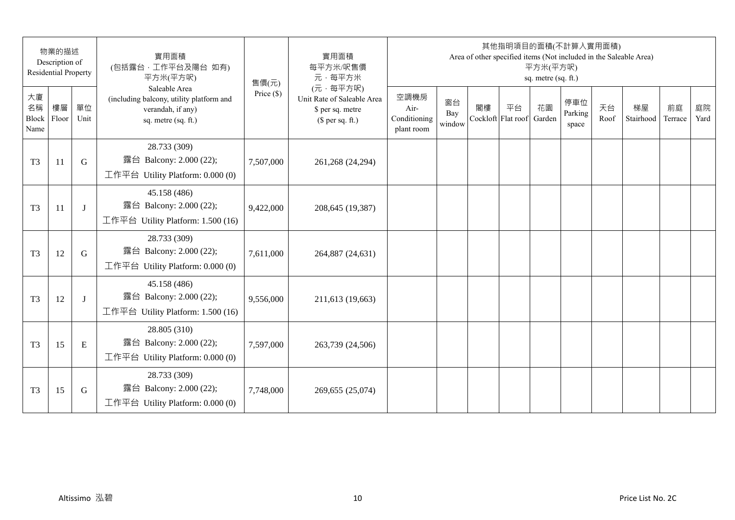| 物業的描述 Description of Residential Property | | | 實用面積 (包括露台．工作平台及陽台 如有) 平方米(平方呎) | 售價(元) Price ($) | 實用面積 每平方米/呎售價 元．每平方米 (元．每平方呎) | 其他指明項目的面積(不計算入實用面積) Area of other specified items (Not included in the Saleable Area) 平方米(平方呎) sq. metre (sq. ft.) | | | | | | | | | |
|---|---|---|---|---|---|---|---|---|---|---|---|---|---|---|---|
| 大廈名稱 Block Name | 樓層 Floor | 單位 Unit | Saleable Area (including balcony, utility platform and verandah, if any) sq. metre (sq. ft.) | | Unit Rate of Saleable Area $ per sq. metre ($ per sq. ft.) | 空調機房 Air-Conditioning plant room | 窗台 Bay window | 閣樓 Cockloft | 平台 Flat roof | 花園 Garden | 停車位 Parking space | 天台 Roof | 梯屋 Stairhood | 前庭 Terrace | 庭院 Yard |
| T3 | 11 | G | 28.733 (309) 露台 Balcony: 2.000 (22); 工作平台 Utility Platform: 0.000 (0) | 7,507,000 | 261,268 (24,294) | | | | | | | | | | |
| T3 | 11 | J | 45.158 (486) 露台 Balcony: 2.000 (22); 工作平台 Utility Platform: 1.500 (16) | 9,422,000 | 208,645 (19,387) | | | | | | | | | | |
| T3 | 12 | G | 28.733 (309) 露台 Balcony: 2.000 (22); 工作平台 Utility Platform: 0.000 (0) | 7,611,000 | 264,887 (24,631) | | | | | | | | | | |
| T3 | 12 | J | 45.158 (486) 露台 Balcony: 2.000 (22); 工作平台 Utility Platform: 1.500 (16) | 9,556,000 | 211,613 (19,663) | | | | | | | | | | |
| T3 | 15 | E | 28.805 (310) 露台 Balcony: 2.000 (22); 工作平台 Utility Platform: 0.000 (0) | 7,597,000 | 263,739 (24,506) | | | | | | | | | | |
| T3 | 15 | G | 28.733 (309) 露台 Balcony: 2.000 (22); 工作平台 Utility Platform: 0.000 (0) | 7,748,000 | 269,655 (25,074) | | | | | | | | | | |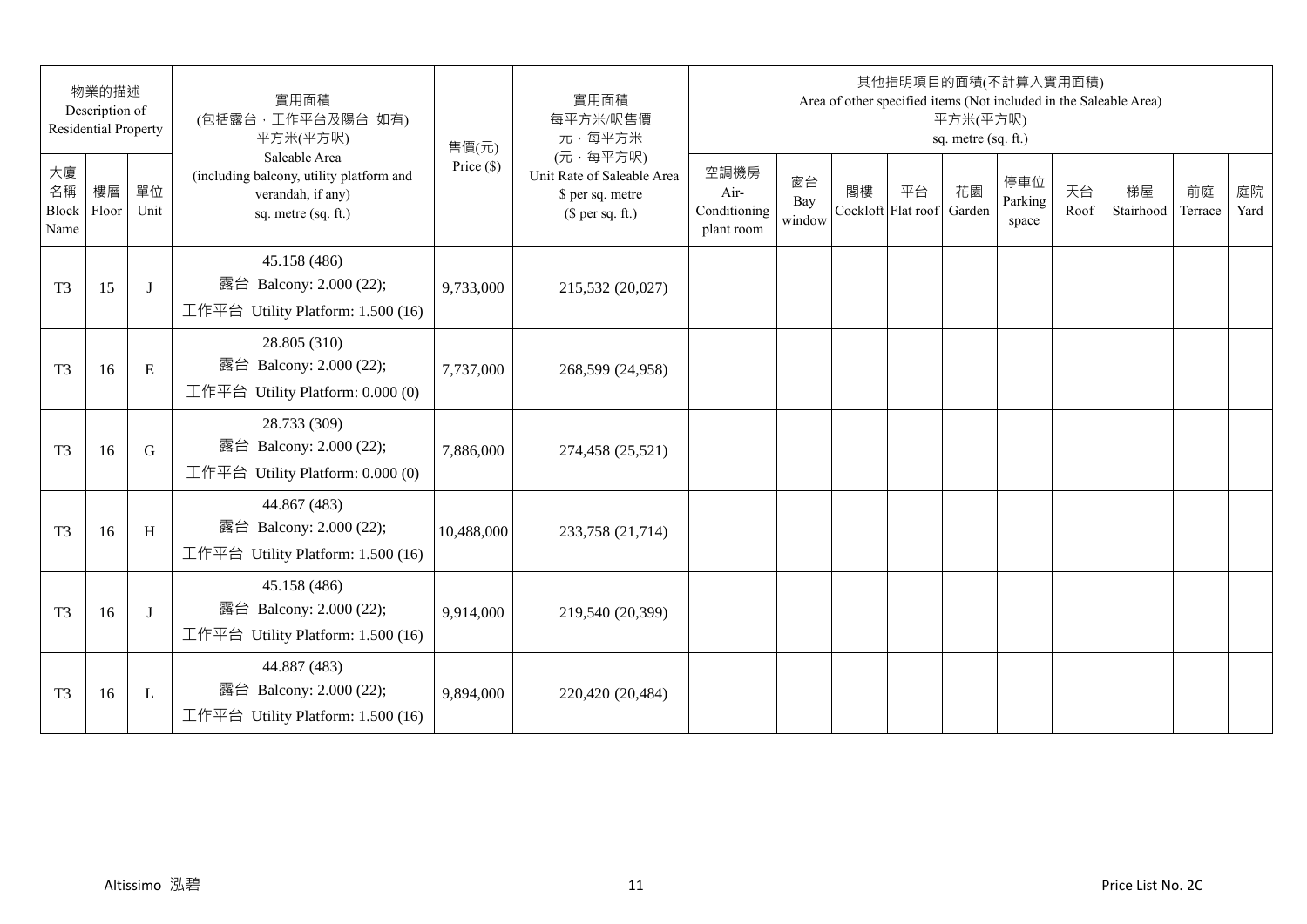| 物業的描述 Description of Residential Property | | | 實用面積 (包括露台，工作平台及陽台 如有) 平方米(平方呎) Saleable Area (including balcony, utility platform and verandah, if any) sq. metre (sq. ft.) | 售價(元) Price ($) | 實用面積 每平方米/呎售價 元，每平方米 (元，每平方呎) Unit Rate of Saleable Area $ per sq. metre ($ per sq. ft.) | 其他指明項目的面積(不計算入實用面積) Area of other specified items (Not included in the Saleable Area) 平方米(平方呎) sq. metre (sq. ft.) | | | | | | | | | |
|---|---|---|---|---|---|---|---|---|---|---|---|---|---|---|---|
| 大廈名稱 Block Name | 樓層 Floor | 單位 Unit | | | | 空調機房 Air-Conditioning plant room | 窗台 Bay window | 閣樓 Cockloft | 平台 Flat roof | 花園 Garden | 停車位 Parking space | 天台 Roof | 梯屋 Stairhood | 前庭 Terrace | 庭院 Yard |
| T3 | 15 | J | 45.158 (486) 露台 Balcony: 2.000 (22); 工作平台 Utility Platform: 1.500 (16) | 9,733,000 | 215,532 (20,027) | | | | | | | | | | |
| T3 | 16 | E | 28.805 (310) 露台 Balcony: 2.000 (22); 工作平台 Utility Platform: 0.000 (0) | 7,737,000 | 268,599 (24,958) | | | | | | | | | | |
| T3 | 16 | G | 28.733 (309) 露台 Balcony: 2.000 (22); 工作平台 Utility Platform: 0.000 (0) | 7,886,000 | 274,458 (25,521) | | | | | | | | | | |
| T3 | 16 | H | 44.867 (483) 露台 Balcony: 2.000 (22); 工作平台 Utility Platform: 1.500 (16) | 10,488,000 | 233,758 (21,714) | | | | | | | | | | |
| T3 | 16 | J | 45.158 (486) 露台 Balcony: 2.000 (22); 工作平台 Utility Platform: 1.500 (16) | 9,914,000 | 219,540 (20,399) | | | | | | | | | | |
| T3 | 16 | L | 44.887 (483) 露台 Balcony: 2.000 (22); 工作平台 Utility Platform: 1.500 (16) | 9,894,000 | 220,420 (20,484) | | | | | | | | | | |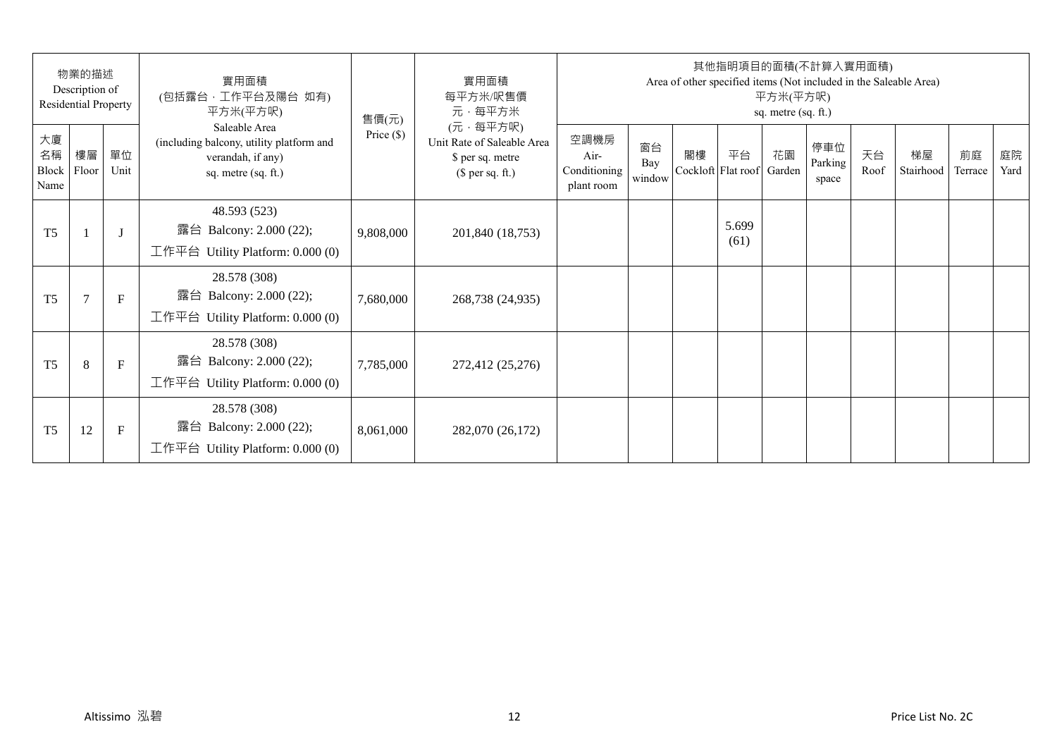| 物業的描述 Description of Residential Property | | | 實用面積 (包括露台，工作平台及陽台 如有) 平方米(平方呎) Saleable Area (including balcony, utility platform and verandah, if any) sq. metre (sq. ft.) | 售價(元) Price ($) | 實用面積 每平方米/呎售價 元，每平方米 (元，每平方呎) Unit Rate of Saleable Area $ per sq. metre ($ per sq. ft.) | 其他指明項目的面積(不計算入實用面積) Area of other specified items (Not included in the Saleable Area) 平方米(平方呎) sq. metre (sq. ft.) | | | | | | | | | |
|---|---|---|---|---|---|---|---|---|---|---|---|---|---|---|---|
| 大廈名稱 Block Name | 樓層 Floor | 單位 Unit | | | | 空調機房 Air-Conditioning plant room | 窗台 Bay window | 閣樓 Cockloft | 平台 Flat roof | 花園 Garden | 停車位 Parking space | 天台 Roof | 梯屋 Stairhood | 前庭 Terrace | 庭院 Yard |
| T5 | 1 | J | 48.593 (523) 露台 Balcony: 2.000 (22); 工作平台 Utility Platform: 0.000 (0) | 9,808,000 | 201,840 (18,753) | | | | 5.699 (61) | | | | | | |
| T5 | 7 | F | 28.578 (308) 露台 Balcony: 2.000 (22); 工作平台 Utility Platform: 0.000 (0) | 7,680,000 | 268,738 (24,935) | | | | | | | | | | |
| T5 | 8 | F | 28.578 (308) 露台 Balcony: 2.000 (22); 工作平台 Utility Platform: 0.000 (0) | 7,785,000 | 272,412 (25,276) | | | | | | | | | | |
| T5 | 12 | F | 28.578 (308) 露台 Balcony: 2.000 (22); 工作平台 Utility Platform: 0.000 (0) | 8,061,000 | 282,070 (26,172) | | | | | | | | | | |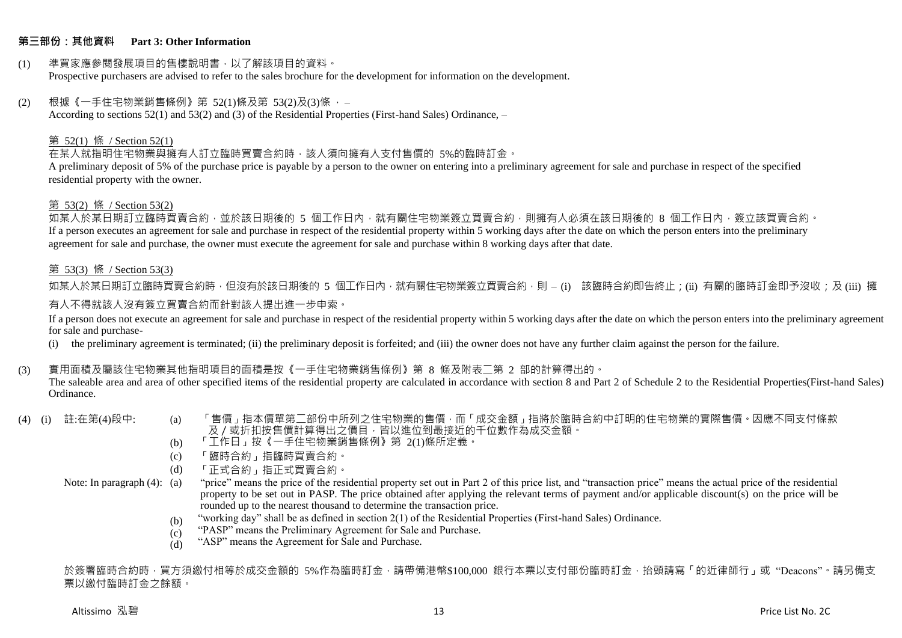## 第三部份：其他資料　Part 3: Other Information

(1) 準買家應參閱發展項目的售樓說明書，以了解該項目的資料。
Prospective purchasers are advised to refer to the sales brochure for the development for information on the development.

(2) 根據《一手住宅物業銷售條例》第 52(1)條及第 53(2)及(3)條 ， –
According to sections 52(1) and 53(2) and (3) of the Residential Properties (First-hand Sales) Ordinance, –

第 52(1) 條 / Section 52(1)

在某人就指明住宅物業與擁有人訂立臨時買賣合約時，該人須向擁有人支付售價的 5%的臨時訂金。
A preliminary deposit of 5% of the purchase price is payable by a person to the owner on entering into a preliminary agreement for sale and purchase in respect of the specified residential property with the owner.

第 53(2) 條 / Section 53(2)

如某人於某日期訂立臨時買賣合約，並於該日期後的 5 個工作日內，就有關住宅物業簽立買賣合約，則擁有人必須在該日期後的 8 個工作日內，簽立該買賣合約。
If a person executes an agreement for sale and purchase in respect of the residential property within 5 working days after the date on which the person enters into the preliminary agreement for sale and purchase, the owner must execute the agreement for sale and purchase within 8 working days after that date.

第 53(3) 條 / Section 53(3)

如某人於某日期訂立臨時買賣合約時，但沒有於該日期後的 5 個工作日內，就有關住宅物業簽立買賣合約，則 – (i) 該臨時合約即告終止；(ii) 有關的臨時訂金即予沒收；及 (iii) 擁有人不得就該人沒有簽立買賣合約而針對該人提出進一步申索。

If a person does not execute an agreement for sale and purchase in respect of the residential property within 5 working days after the date on which the person enters into the preliminary agreement for sale and purchase-

(i) the preliminary agreement is terminated; (ii) the preliminary deposit is forfeited; and (iii) the owner does not have any further claim against the person for the failure.

(3) 實用面積及屬該住宅物業其他指明項目的面積是按《一手住宅物業銷售條例》第 8 條及附表二第 2 部的計算得出的。
The saleable area and area of other specified items of the residential property are calculated in accordance with section 8 and Part 2 of Schedule 2 to the Residential Properties(First-hand Sales) Ordinance.

(4) (i) 註:在第(4)段中:
(a) 「售價」指本價單第二部份中所列之住宅物業的售價，而「成交金額」指將於臨時合約中訂明的住宅物業的實際售價。因應不同支付條款及／或折扣按售價計算得出之價目，皆以進位到最接近的千位數作為成交金額。
(b) 「工作日」按《一手住宅物業銷售條例》第 2(1)條所定義。
(c) 「臨時合約」指臨時買賣合約。
(d) 「正式合約」指正式買賣合約。

Note: In paragraph (4):
(a) "price" means the price of the residential property set out in Part 2 of this price list, and "transaction price" means the actual price of the residential property to be set out in PASP. The price obtained after applying the relevant terms of payment and/or applicable discount(s) on the price will be rounded up to the nearest thousand to determine the transaction price.
(b) "working day" shall be as defined in section 2(1) of the Residential Properties (First-hand Sales) Ordinance.
(c) "PASP" means the Preliminary Agreement for Sale and Purchase.
(d) "ASP" means the Agreement for Sale and Purchase.

於簽署臨時合約時，買方須繳付相等於成交金額的 5%作為臨時訂金，請帶備港幣$100,000 銀行本票以支付部份臨時訂金，抬頭請寫「的近律師行」或 "Deacons"。請另備支票以繳付臨時訂金之餘額。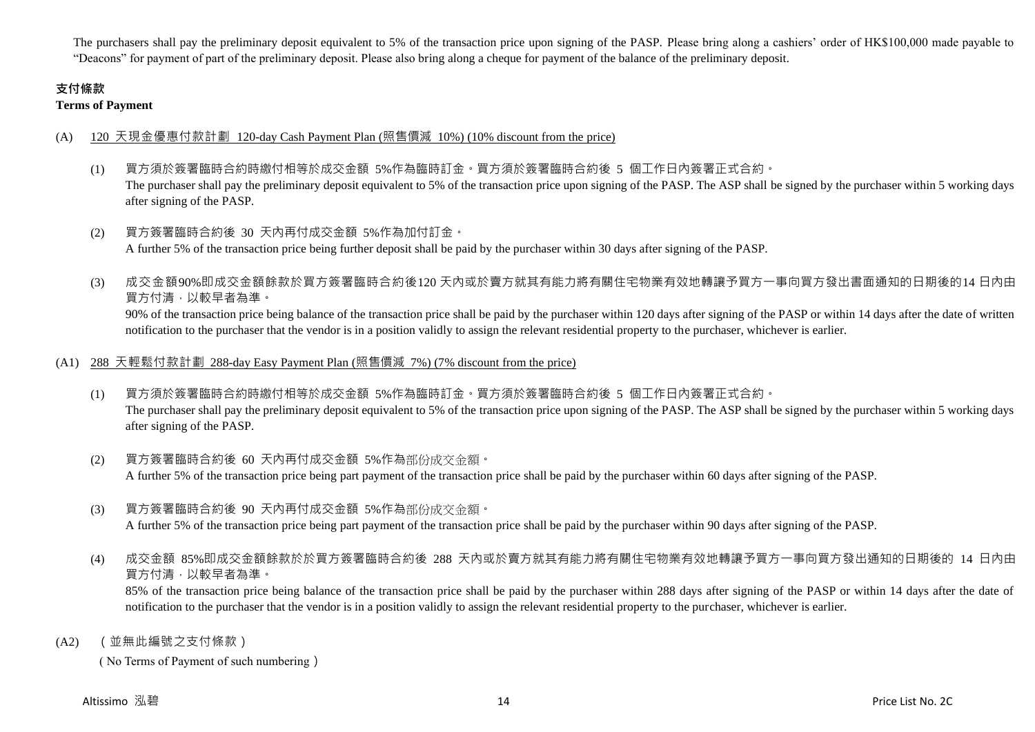The purchasers shall pay the preliminary deposit equivalent to 5% of the transaction price upon signing of the PASP. Please bring along a cashiers' order of HK$100,000 made payable to "Deacons" for payment of part of the preliminary deposit. Please also bring along a cheque for payment of the balance of the preliminary deposit.

## 支付條款
**Terms of Payment**

(A) 120 天現金優惠付款計劃 120-day Cash Payment Plan (照售價減 10%) (10% discount from the price)

(1) 買方須於簽署臨時合約時繳付相等於成交金額 5%作為臨時訂金。買方須於簽署臨時合約後 5 個工作日內簽署正式合約。
The purchaser shall pay the preliminary deposit equivalent to 5% of the transaction price upon signing of the PASP. The ASP shall be signed by the purchaser within 5 working days after signing of the PASP.

(2) 買方簽署臨時合約後 30 天內再付成交金額 5%作為加付訂金。
A further 5% of the transaction price being further deposit shall be paid by the purchaser within 30 days after signing of the PASP.

(3) 成交金額90%即成交金額餘款於買方簽署臨時合約後120 天內或於賣方就其有能力將有關住宅物業有效地轉讓予買方一事向買方發出書面通知的日期後的14 日內由買方付清，以較早者為準。
90% of the transaction price being balance of the transaction price shall be paid by the purchaser within 120 days after signing of the PASP or within 14 days after the date of written notification to the purchaser that the vendor is in a position validly to assign the relevant residential property to the purchaser, whichever is earlier.

(A1) 288 天輕鬆付款計劃 288-day Easy Payment Plan (照售價減 7%) (7% discount from the price)

(1) 買方須於簽署臨時合約時繳付相等於成交金額 5%作為臨時訂金。買方須於簽署臨時合約後 5 個工作日內簽署正式合約。
The purchaser shall pay the preliminary deposit equivalent to 5% of the transaction price upon signing of the PASP. The ASP shall be signed by the purchaser within 5 working days after signing of the PASP.

(2) 買方簽署臨時合約後 60 天內再付成交金額 5%作為部份成交金額。
A further 5% of the transaction price being part payment of the transaction price shall be paid by the purchaser within 60 days after signing of the PASP.

(3) 買方簽署臨時合約後 90 天內再付成交金額 5%作為部份成交金額。
A further 5% of the transaction price being part payment of the transaction price shall be paid by the purchaser within 90 days after signing of the PASP.

(4) 成交金額 85%即成交金額餘款於於買方簽署臨時合約後 288 天內或於賣方就其有能力將有關住宅物業有效地轉讓予買方一事向買方發出通知的日期後的 14 日內由買方付清，以較早者為準。
85% of the transaction price being balance of the transaction price shall be paid by the purchaser within 288 days after signing of the PASP or within 14 days after the date of notification to the purchaser that the vendor is in a position validly to assign the relevant residential property to the purchaser, whichever is earlier.

(A2) （並無此編號之支付條款）
（No Terms of Payment of such numbering）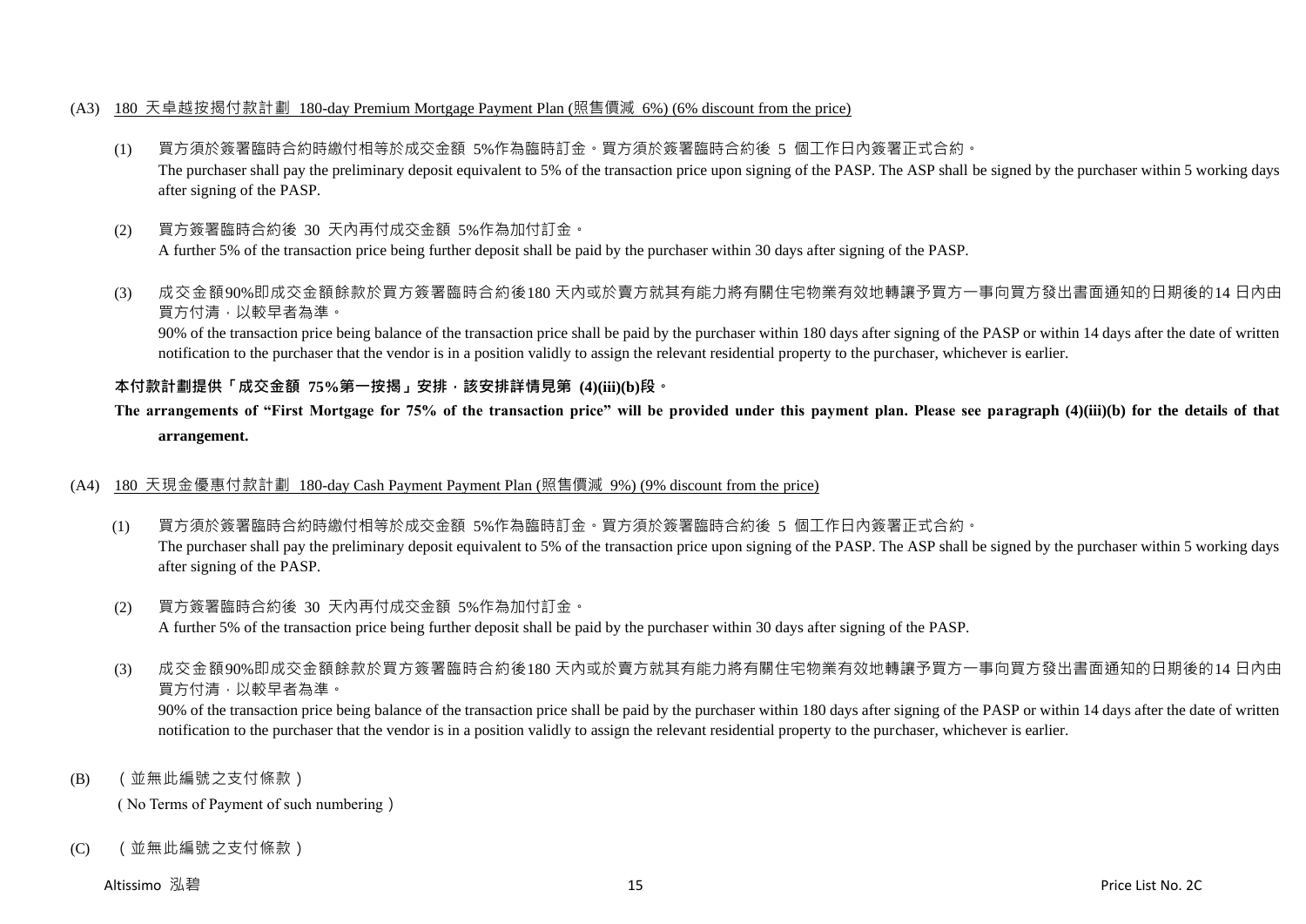(A3) <u>180 天卓越按揭付款計劃 180-day Premium Mortgage Payment Plan (照售價減 6%) (6% discount from the price)</u>

(1) 買方須於簽署臨時合約時繳付相等於成交金額 5%作為臨時訂金。買方須於簽署臨時合約後 5 個工作日內簽署正式合約。
The purchaser shall pay the preliminary deposit equivalent to 5% of the transaction price upon signing of the PASP. The ASP shall be signed by the purchaser within 5 working days after signing of the PASP.

(2) 買方簽署臨時合約後 30 天內再付成交金額 5%作為加付訂金。
A further 5% of the transaction price being further deposit shall be paid by the purchaser within 30 days after signing of the PASP.

(3) 成交金額90%即成交金額餘款於買方簽署臨時合約後180 天內或於賣方就其有能力將有關住宅物業有效地轉讓予買方一事向買方發出書面通知的日期後的14 日內由買方付清，以較早者為準。
90% of the transaction price being balance of the transaction price shall be paid by the purchaser within 180 days after signing of the PASP or within 14 days after the date of written notification to the purchaser that the vendor is in a position validly to assign the relevant residential property to the purchaser, whichever is earlier.

**本付款計劃提供「成交金額 75%第一按揭」安排，該安排詳情見第 (4)(iii)(b)段。**

**The arrangements of "First Mortgage for 75% of the transaction price" will be provided under this payment plan. Please see paragraph (4)(iii)(b) for the details of that arrangement.**

(A4) <u>180 天現金優惠付款計劃 180-day Cash Payment Payment Plan (照售價減 9%) (9% discount from the price)</u>

(1) 買方須於簽署臨時合約時繳付相等於成交金額 5%作為臨時訂金。買方須於簽署臨時合約後 5 個工作日內簽署正式合約。
The purchaser shall pay the preliminary deposit equivalent to 5% of the transaction price upon signing of the PASP. The ASP shall be signed by the purchaser within 5 working days after signing of the PASP.

(2) 買方簽署臨時合約後 30 天內再付成交金額 5%作為加付訂金。
A further 5% of the transaction price being further deposit shall be paid by the purchaser within 30 days after signing of the PASP.

(3) 成交金額90%即成交金額餘款於買方簽署臨時合約後180 天內或於賣方就其有能力將有關住宅物業有效地轉讓予買方一事向買方發出書面通知的日期後的14 日內由買方付清，以較早者為準。
90% of the transaction price being balance of the transaction price shall be paid by the purchaser within 180 days after signing of the PASP or within 14 days after the date of written notification to the purchaser that the vendor is in a position validly to assign the relevant residential property to the purchaser, whichever is earlier.

(B) （並無此編號之支付條款）
( No Terms of Payment of such numbering )

(C) （並無此編號之支付條款）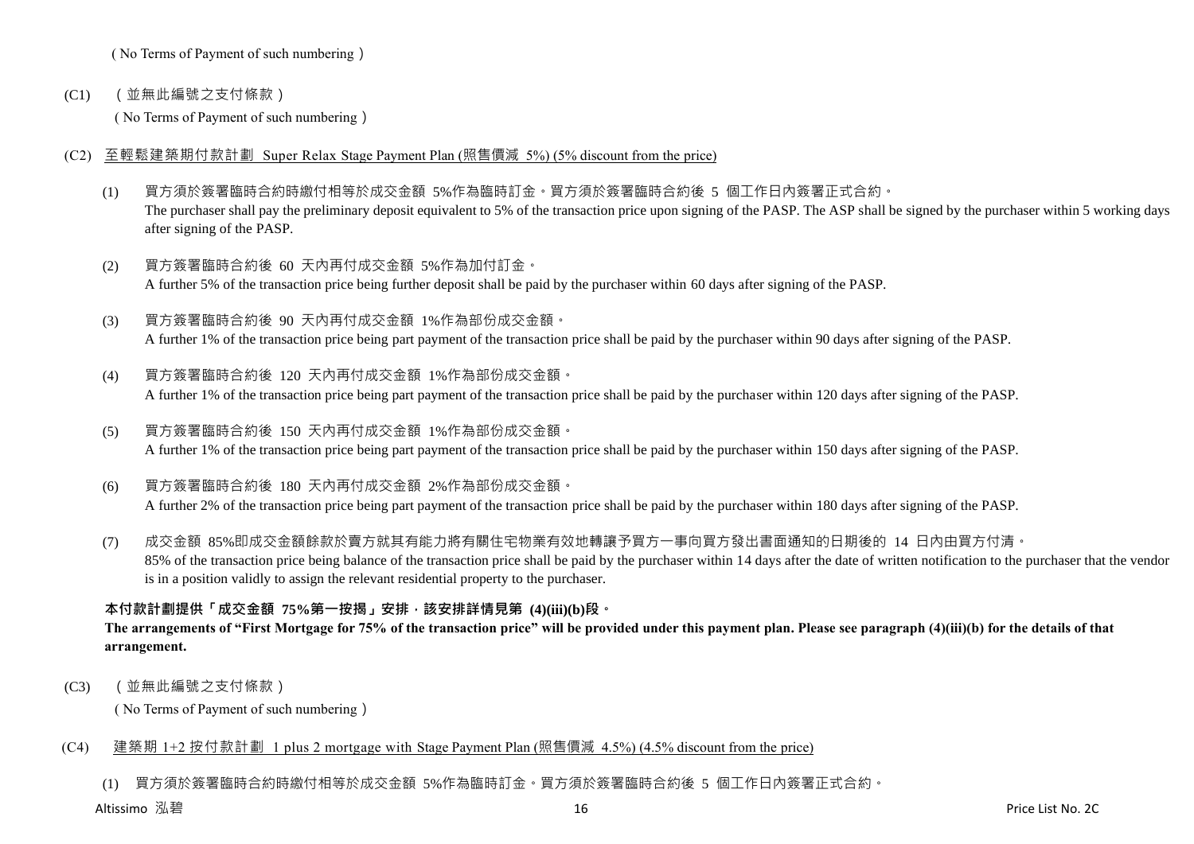( No Terms of Payment of such numbering )

(C1) （並無此編號之支付條款）

( No Terms of Payment of such numbering )

(C2) 至輕鬆建築期付款計劃 Super Relax Stage Payment Plan (照售價減 5%) (5% discount from the price)

(1) 買方須於簽署臨時合約時繳付相等於成交金額 5%作為臨時訂金。買方須於簽署臨時合約後 5 個工作日內簽署正式合約。
The purchaser shall pay the preliminary deposit equivalent to 5% of the transaction price upon signing of the PASP. The ASP shall be signed by the purchaser within 5 working days after signing of the PASP.

(2) 買方簽署臨時合約後 60 天內再付成交金額 5%作為加付訂金。
A further 5% of the transaction price being further deposit shall be paid by the purchaser within 60 days after signing of the PASP.

(3) 買方簽署臨時合約後 90 天內再付成交金額 1%作為部份成交金額。
A further 1% of the transaction price being part payment of the transaction price shall be paid by the purchaser within 90 days after signing of the PASP.

(4) 買方簽署臨時合約後 120 天內再付成交金額 1%作為部份成交金額。
A further 1% of the transaction price being part payment of the transaction price shall be paid by the purchaser within 120 days after signing of the PASP.

(5) 買方簽署臨時合約後 150 天內再付成交金額 1%作為部份成交金額。
A further 1% of the transaction price being part payment of the transaction price shall be paid by the purchaser within 150 days after signing of the PASP.

(6) 買方簽署臨時合約後 180 天內再付成交金額 2%作為部份成交金額。
A further 2% of the transaction price being part payment of the transaction price shall be paid by the purchaser within 180 days after signing of the PASP.

(7) 成交金額 85%即成交金額餘款於賣方就其有能力將有關住宅物業有效地轉讓予買方一事向買方發出書面通知的日期後的 14 日內由買方付清。
85% of the transaction price being balance of the transaction price shall be paid by the purchaser within 14 days after the date of written notification to the purchaser that the vendor is in a position validly to assign the relevant residential property to the purchaser.

**本付款計劃提供「成交金額 75%第一按揭」安排，該安排詳情見第 (4)(iii)(b)段。**
**The arrangements of "First Mortgage for 75% of the transaction price" will be provided under this payment plan. Please see paragraph (4)(iii)(b) for the details of that arrangement.**

(C3) （並無此編號之支付條款）

( No Terms of Payment of such numbering )

(C4) 建築期 1+2 按付款計劃 1 plus 2 mortgage with Stage Payment Plan (照售價減 4.5%) (4.5% discount from the price)

(1) 買方須於簽署臨時合約時繳付相等於成交金額 5%作為臨時訂金。買方須於簽署臨時合約後 5 個工作日內簽署正式合約。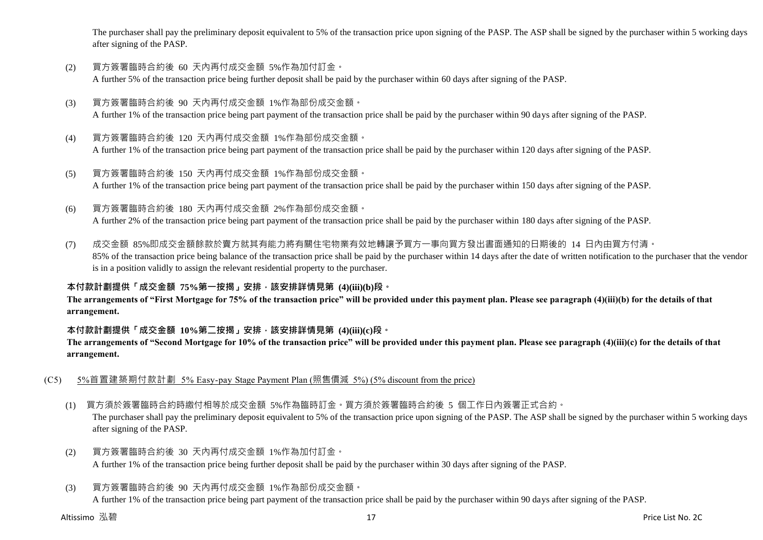The purchaser shall pay the preliminary deposit equivalent to 5% of the transaction price upon signing of the PASP. The ASP shall be signed by the purchaser within 5 working days after signing of the PASP.

(2) 買方簽署臨時合約後 60 天內再付成交金額 5%作為加付訂金。
A further 5% of the transaction price being further deposit shall be paid by the purchaser within 60 days after signing of the PASP.

(3) 買方簽署臨時合約後 90 天內再付成交金額 1%作為部份成交金額。
A further 1% of the transaction price being part payment of the transaction price shall be paid by the purchaser within 90 days after signing of the PASP.

(4) 買方簽署臨時合約後 120 天內再付成交金額 1%作為部份成交金額。
A further 1% of the transaction price being part payment of the transaction price shall be paid by the purchaser within 120 days after signing of the PASP.

(5) 買方簽署臨時合約後 150 天內再付成交金額 1%作為部份成交金額。
A further 1% of the transaction price being part payment of the transaction price shall be paid by the purchaser within 150 days after signing of the PASP.

(6) 買方簽署臨時合約後 180 天內再付成交金額 2%作為部份成交金額。
A further 2% of the transaction price being part payment of the transaction price shall be paid by the purchaser within 180 days after signing of the PASP.

(7) 成交金額 85%即成交金額餘款於賣方就其有能力將有關住宅物業有效地轉讓予買方一事向買方發出書面通知的日期後的 14 日內由買方付清。
85% of the transaction price being balance of the transaction price shall be paid by the purchaser within 14 days after the date of written notification to the purchaser that the vendor is in a position validly to assign the relevant residential property to the purchaser.

**本付款計劃提供「成交金額 75%第一按揭」安排，該安排詳情見第 (4)(iii)(b)段。**
**The arrangements of "First Mortgage for 75% of the transaction price" will be provided under this payment plan. Please see paragraph (4)(iii)(b) for the details of that arrangement.**

**本付款計劃提供「成交金額 10%第二按揭」安排，該安排詳情見第 (4)(iii)(c)段。**
**The arrangements of "Second Mortgage for 10% of the transaction price" will be provided under this payment plan. Please see paragraph (4)(iii)(c) for the details of that arrangement.**

(C5) 5%首置建築期付款計劃 5% Easy-pay Stage Payment Plan (照售價減 5%) (5% discount from the price)

(1) 買方須於簽署臨時合約時繳付相等於成交金額 5%作為臨時訂金。買方須於簽署臨時合約後 5 個工作日內簽署正式合約。
The purchaser shall pay the preliminary deposit equivalent to 5% of the transaction price upon signing of the PASP. The ASP shall be signed by the purchaser within 5 working days after signing of the PASP.

(2) 買方簽署臨時合約後 30 天內再付成交金額 1%作為加付訂金。
A further 1% of the transaction price being further deposit shall be paid by the purchaser within 30 days after signing of the PASP.

(3) 買方簽署臨時合約後 90 天內再付成交金額 1%作為部份成交金額。
A further 1% of the transaction price being part payment of the transaction price shall be paid by the purchaser within 90 days after signing of the PASP.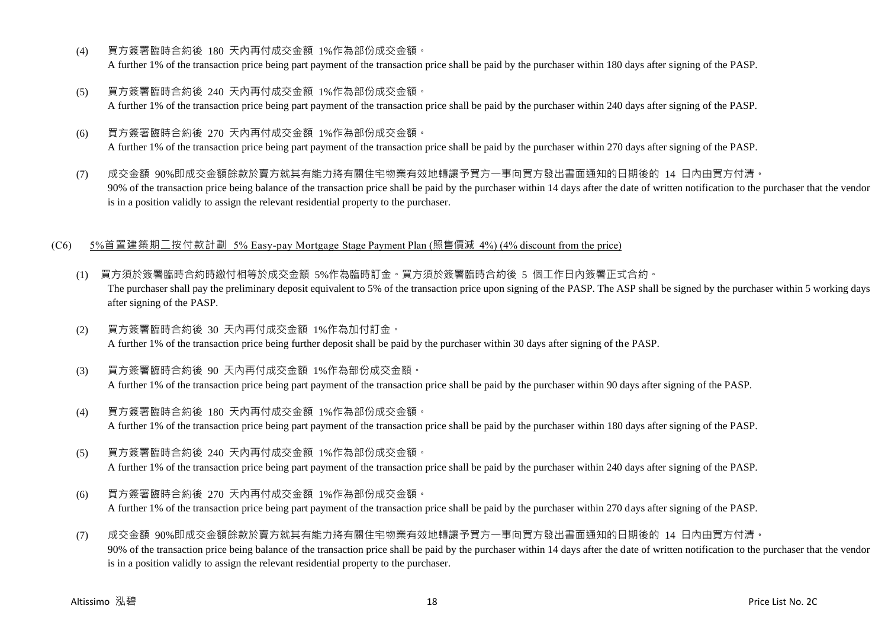(4) 買方簽署臨時合約後 180 天內再付成交金額 1%作為部份成交金額。
A further 1% of the transaction price being part payment of the transaction price shall be paid by the purchaser within 180 days after signing of the PASP.

(5) 買方簽署臨時合約後 240 天內再付成交金額 1%作為部份成交金額。
A further 1% of the transaction price being part payment of the transaction price shall be paid by the purchaser within 240 days after signing of the PASP.

(6) 買方簽署臨時合約後 270 天內再付成交金額 1%作為部份成交金額。
A further 1% of the transaction price being part payment of the transaction price shall be paid by the purchaser within 270 days after signing of the PASP.

(7) 成交金額 90%即成交金額餘款於賣方就其有能力將有關住宅物業有效地轉讓予買方一事向買方發出書面通知的日期後的 14 日內由買方付清。
90% of the transaction price being balance of the transaction price shall be paid by the purchaser within 14 days after the date of written notification to the purchaser that the vendor is in a position validly to assign the relevant residential property to the purchaser.

(C6) 5%首置建築期二按付款計劃 5% Easy-pay Mortgage Stage Payment Plan (照售價減 4%) (4% discount from the price)

(1) 買方須於簽署臨時合約時繳付相等於成交金額 5%作為臨時訂金。買方須於簽署臨時合約後 5 個工作日內簽署正式合約。
The purchaser shall pay the preliminary deposit equivalent to 5% of the transaction price upon signing of the PASP. The ASP shall be signed by the purchaser within 5 working days after signing of the PASP.

(2) 買方簽署臨時合約後 30 天內再付成交金額 1%作為加付訂金。
A further 1% of the transaction price being further deposit shall be paid by the purchaser within 30 days after signing of the PASP.

(3) 買方簽署臨時合約後 90 天內再付成交金額 1%作為部份成交金額。
A further 1% of the transaction price being part payment of the transaction price shall be paid by the purchaser within 90 days after signing of the PASP.

(4) 買方簽署臨時合約後 180 天內再付成交金額 1%作為部份成交金額。
A further 1% of the transaction price being part payment of the transaction price shall be paid by the purchaser within 180 days after signing of the PASP.

(5) 買方簽署臨時合約後 240 天內再付成交金額 1%作為部份成交金額。
A further 1% of the transaction price being part payment of the transaction price shall be paid by the purchaser within 240 days after signing of the PASP.

(6) 買方簽署臨時合約後 270 天內再付成交金額 1%作為部份成交金額。
A further 1% of the transaction price being part payment of the transaction price shall be paid by the purchaser within 270 days after signing of the PASP.

(7) 成交金額 90%即成交金額餘款於賣方就其有能力將有關住宅物業有效地轉讓予買方一事向買方發出書面通知的日期後的 14 日內由買方付清。
90% of the transaction price being balance of the transaction price shall be paid by the purchaser within 14 days after the date of written notification to the purchaser that the vendor is in a position validly to assign the relevant residential property to the purchaser.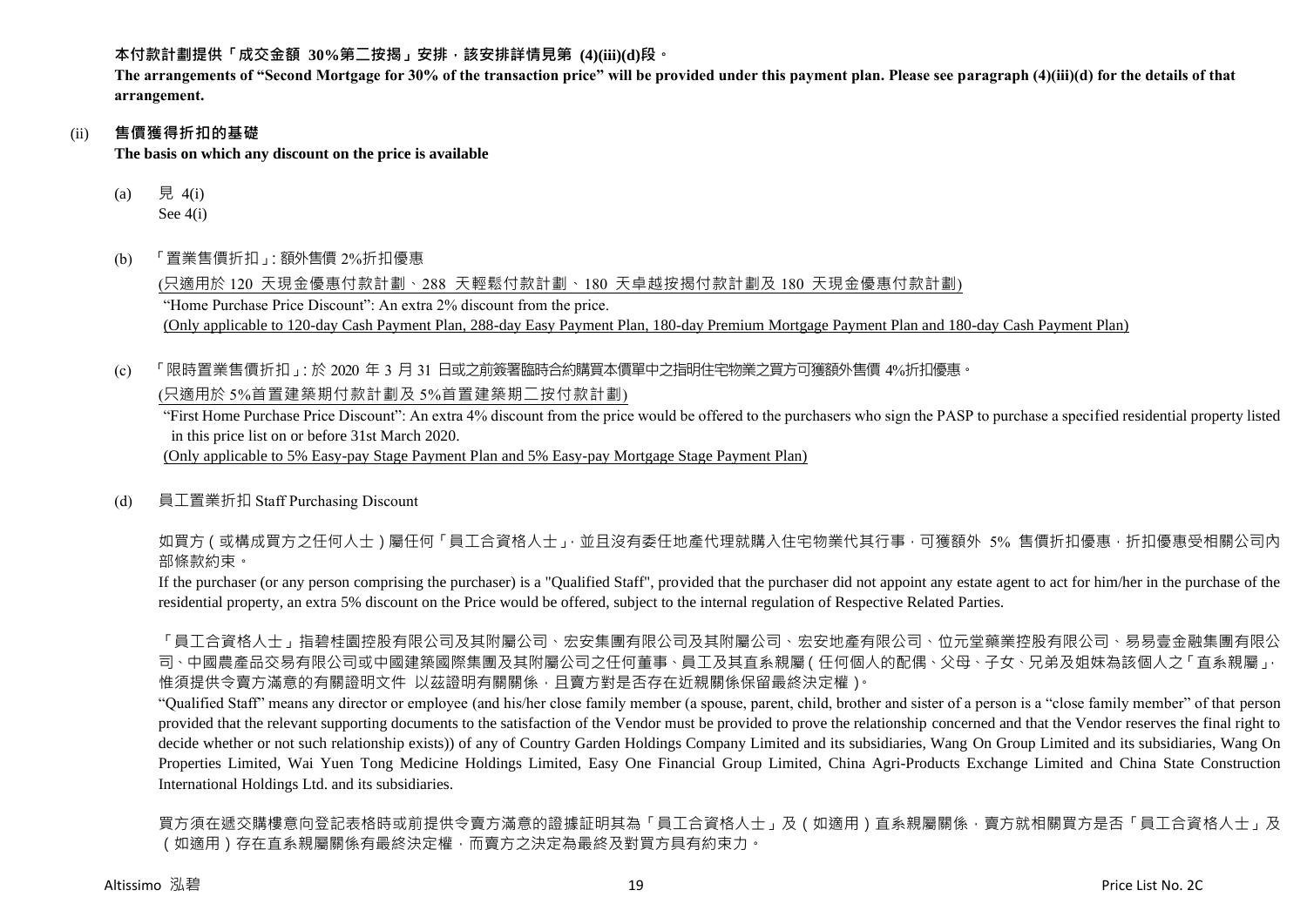**本付款計劃提供「成交金額 30%第二按揭」安排，該安排詳情見第 (4)(iii)(d)段。**

**The arrangements of "Second Mortgage for 30% of the transaction price" will be provided under this payment plan. Please see paragraph (4)(iii)(d) for the details of that arrangement.**

(ii) **售價獲得折扣的基礎**

**The basis on which any discount on the price is available**

(a) 見 4(i)
See 4(i)

(b) 「置業售價折扣」: 額外售價 2%折扣優惠

(只適用於 120 天現金優惠付款計劃、288 天輕鬆付款計劃、180 天卓越按揭付款計劃及 180 天現金優惠付款計劃)

"Home Purchase Price Discount": An extra 2% discount from the price.

(Only applicable to 120-day Cash Payment Plan, 288-day Easy Payment Plan, 180-day Premium Mortgage Payment Plan and 180-day Cash Payment Plan)

(c) 「限時置業售價折扣」: 於 2020 年 3 月 31 日或之前簽署臨時合約購買本價單中之指明住宅物業之買方可獲額外售價 4%折扣優惠。

(只適用於 5%首置建築期付款計劃及 5%首置建築期二按付款計劃)

"First Home Purchase Price Discount": An extra 4% discount from the price would be offered to the purchasers who sign the PASP to purchase a specified residential property listed in this price list on or before 31st March 2020.

(Only applicable to 5% Easy-pay Stage Payment Plan and 5% Easy-pay Mortgage Stage Payment Plan)

(d) 員工置業折扣 Staff Purchasing Discount

如買方（或構成買方之任何人士）屬任何「員工合資格人士」，並且沒有委任地產代理就購入住宅物業代其行事，可獲額外 5% 售價折扣優惠，折扣優惠受相關公司內部條款約束。

If the purchaser (or any person comprising the purchaser) is a "Qualified Staff", provided that the purchaser did not appoint any estate agent to act for him/her in the purchase of the residential property, an extra 5% discount on the Price would be offered, subject to the internal regulation of Respective Related Parties.

「員工合資格人士」指碧桂園控股有限公司及其附屬公司、宏安集團有限公司及其附屬公司、宏安地產有限公司、位元堂藥業控股有限公司、易易壹金融集團有限公司、中國農產品交易有限公司或中國建築國際集團及其附屬公司之任何董事、員工及其直系親屬（任何個人的配偶、父母、子女、兄弟及姐妹為該個人之「直系親屬」，惟須提供令賣方滿意的有關證明文件 以茲證明有關關係，且賣方對是否存在近親關係保留最終決定權）。

"Qualified Staff" means any director or employee (and his/her close family member (a spouse, parent, child, brother and sister of a person is a "close family member" of that person provided that the relevant supporting documents to the satisfaction of the Vendor must be provided to prove the relationship concerned and that the Vendor reserves the final right to decide whether or not such relationship exists)) of any of Country Garden Holdings Company Limited and its subsidiaries, Wang On Group Limited and its subsidiaries, Wang On Properties Limited, Wai Yuen Tong Medicine Holdings Limited, Easy One Financial Group Limited, China Agri-Products Exchange Limited and China State Construction International Holdings Ltd. and its subsidiaries.

買方須在遞交購樓意向登記表格時或前提供令賣方滿意的證據証明其為「員工合資格人士」及（如適用）直系親屬關係，賣方就相關買方是否「員工合資格人士」及（如適用）存在直系親屬關係有最終決定權，而賣方之決定為最終及對買方具有約束力。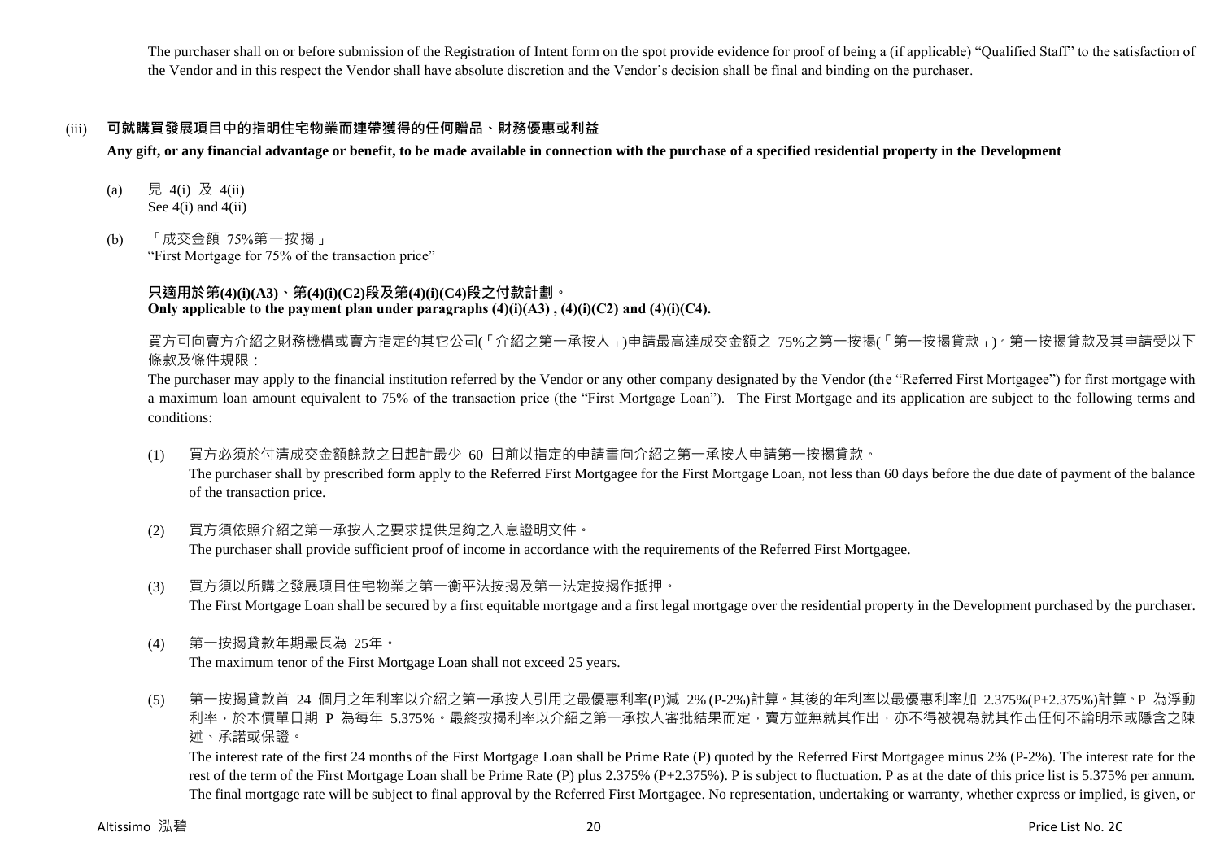The purchaser shall on or before submission of the Registration of Intent form on the spot provide evidence for proof of being a (if applicable) "Qualified Staff" to the satisfaction of the Vendor and in this respect the Vendor shall have absolute discretion and the Vendor's decision shall be final and binding on the purchaser.

(iii) **可就購買發展項目中的指明住宅物業而連帶獲得的任何贈品、財務優惠或利益**

**Any gift, or any financial advantage or benefit, to be made available in connection with the purchase of a specified residential property in the Development**

(a) 見 4(i) 及 4(ii)
See 4(i) and 4(ii)

(b) 「成交金額 75%第一按揭」
"First Mortgage for 75% of the transaction price"

**只適用於第(4)(i)(A3)、第(4)(i)(C2)段及第(4)(i)(C4)段之付款計劃。**
**Only applicable to the payment plan under paragraphs (4)(i)(A3) , (4)(i)(C2) and (4)(i)(C4).**

買方可向賣方介紹之財務機構或賣方指定的其它公司(「介紹之第一承按人」)申請最高達成交金額之 75%之第一按揭(「第一按揭貸款」)。第一按揭貸款及其申請受以下條款及條件規限：

The purchaser may apply to the financial institution referred by the Vendor or any other company designated by the Vendor (the "Referred First Mortgagee") for first mortgage with a maximum loan amount equivalent to 75% of the transaction price (the "First Mortgage Loan"). The First Mortgage and its application are subject to the following terms and conditions:

(1) 買方必須於付清成交金額餘款之日起計最少 60 日前以指定的申請書向介紹之第一承按人申請第一按揭貸款。
The purchaser shall by prescribed form apply to the Referred First Mortgagee for the First Mortgage Loan, not less than 60 days before the due date of payment of the balance of the transaction price.

(2) 買方須依照介紹之第一承按人之要求提供足夠之入息證明文件。
The purchaser shall provide sufficient proof of income in accordance with the requirements of the Referred First Mortgagee.

(3) 買方須以所購之發展項目住宅物業之第一衡平法按揭及第一法定按揭作抵押。
The First Mortgage Loan shall be secured by a first equitable mortgage and a first legal mortgage over the residential property in the Development purchased by the purchaser.

(4) 第一按揭貸款年期最長為 25年。
The maximum tenor of the First Mortgage Loan shall not exceed 25 years.

(5) 第一按揭貸款首 24 個月之年利率以介紹之第一承按人引用之最優惠利率(P)減 2% (P-2%)計算。其後的年利率以最優惠利率加 2.375%(P+2.375%)計算。P 為浮動利率，於本價單日期 P 為每年 5.375%。最終按揭利率以介紹之第一承按人審批結果而定，賣方並無就其作出，亦不得被視為就其作出任何不論明示或隱含之陳述、承諾或保證。
The interest rate of the first 24 months of the First Mortgage Loan shall be Prime Rate (P) quoted by the Referred First Mortgagee minus 2% (P-2%). The interest rate for the rest of the term of the First Mortgage Loan shall be Prime Rate (P) plus 2.375% (P+2.375%). P is subject to fluctuation. P as at the date of this price list is 5.375% per annum. The final mortgage rate will be subject to final approval by the Referred First Mortgagee. No representation, undertaking or warranty, whether express or implied, is given, or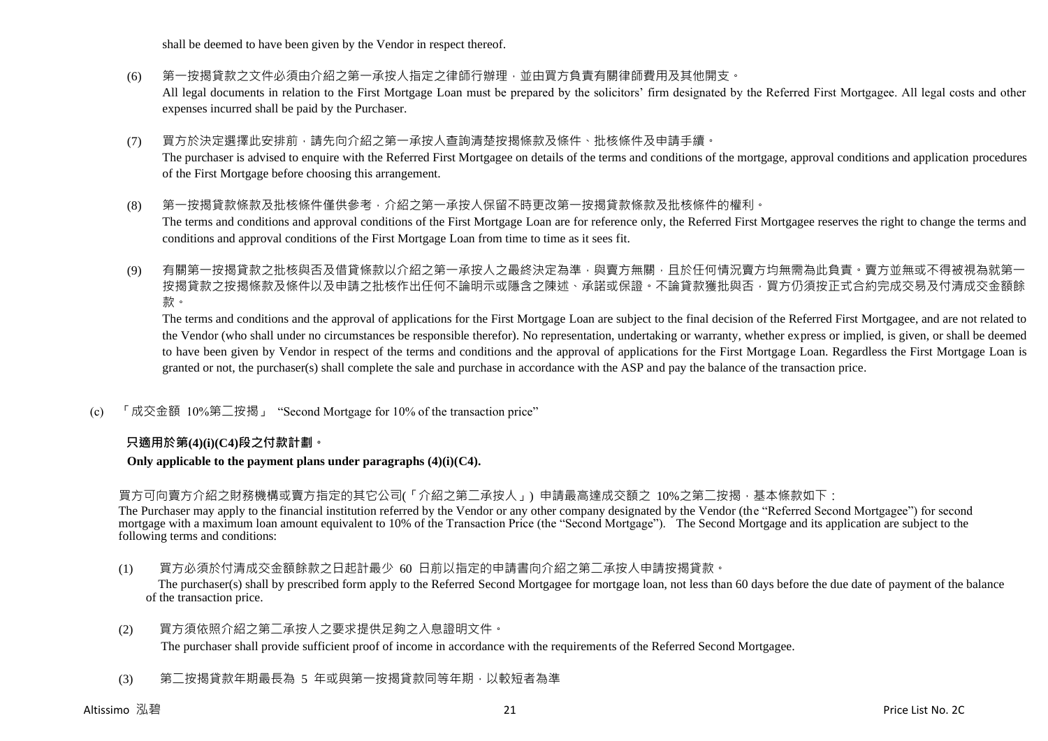shall be deemed to have been given by the Vendor in respect thereof.

(6) 第一按揭貸款之文件必須由介紹之第一承按人指定之律師行辦理，並由買方負責有關律師費用及其他開支。
All legal documents in relation to the First Mortgage Loan must be prepared by the solicitors' firm designated by the Referred First Mortgagee. All legal costs and other expenses incurred shall be paid by the Purchaser.

(7) 買方於決定選擇此安排前，請先向介紹之第一承按人查詢清楚按揭條款及條件、批核條件及申請手續。
The purchaser is advised to enquire with the Referred First Mortgagee on details of the terms and conditions of the mortgage, approval conditions and application procedures of the First Mortgage before choosing this arrangement.

(8) 第一按揭貸款條款及批核條件僅供參考，介紹之第一承按人保留不時更改第一按揭貸款條款及批核條件的權利。
The terms and conditions and approval conditions of the First Mortgage Loan are for reference only, the Referred First Mortgagee reserves the right to change the terms and conditions and approval conditions of the First Mortgage Loan from time to time as it sees fit.

(9) 有關第一按揭貸款之批核與否及借貸條款以介紹之第一承按人之最終決定為準，與賣方無關，且於任何情況賣方均無需為此負責。賣方並無或不得被視為就第一按揭貸款之按揭條款及條件以及申請之批核作出任何不論明示或隱含之陳述、承諾或保證。不論貸款獲批與否，買方仍須按正式合約完成交易及付清成交金額餘款。
The terms and conditions and the approval of applications for the First Mortgage Loan are subject to the final decision of the Referred First Mortgagee, and are not related to the Vendor (who shall under no circumstances be responsible therefor). No representation, undertaking or warranty, whether express or implied, is given, or shall be deemed to have been given by Vendor in respect of the terms and conditions and the approval of applications for the First Mortgage Loan. Regardless the First Mortgage Loan is granted or not, the purchaser(s) shall complete the sale and purchase in accordance with the ASP and pay the balance of the transaction price.

(c) 「成交金額 10%第二按揭」 "Second Mortgage for 10% of the transaction price"

**只適用於第(4)(i)(C4)段之付款計劃。**

**Only applicable to the payment plans under paragraphs (4)(i)(C4).**

買方可向賣方介紹之財務機構或賣方指定的其它公司(「介紹之第二承按人」) 申請最高達成交額之 10%之第二按揭，基本條款如下：
The Purchaser may apply to the financial institution referred by the Vendor or any other company designated by the Vendor (the "Referred Second Mortgagee") for second mortgage with a maximum loan amount equivalent to 10% of the Transaction Price (the "Second Mortgage"). The Second Mortgage and its application are subject to the following terms and conditions:

(1) 買方必須於付清成交金額餘款之日起計最少 60 日前以指定的申請書向介紹之第二承按人申請按揭貸款。
The purchaser(s) shall by prescribed form apply to the Referred Second Mortgagee for mortgage loan, not less than 60 days before the due date of payment of the balance of the transaction price.

(2) 買方須依照介紹之第二承按人之要求提供足夠之入息證明文件。
The purchaser shall provide sufficient proof of income in accordance with the requirements of the Referred Second Mortgagee.

(3) 第二按揭貸款年期最長為 5 年或與第一按揭貸款同等年期，以較短者為準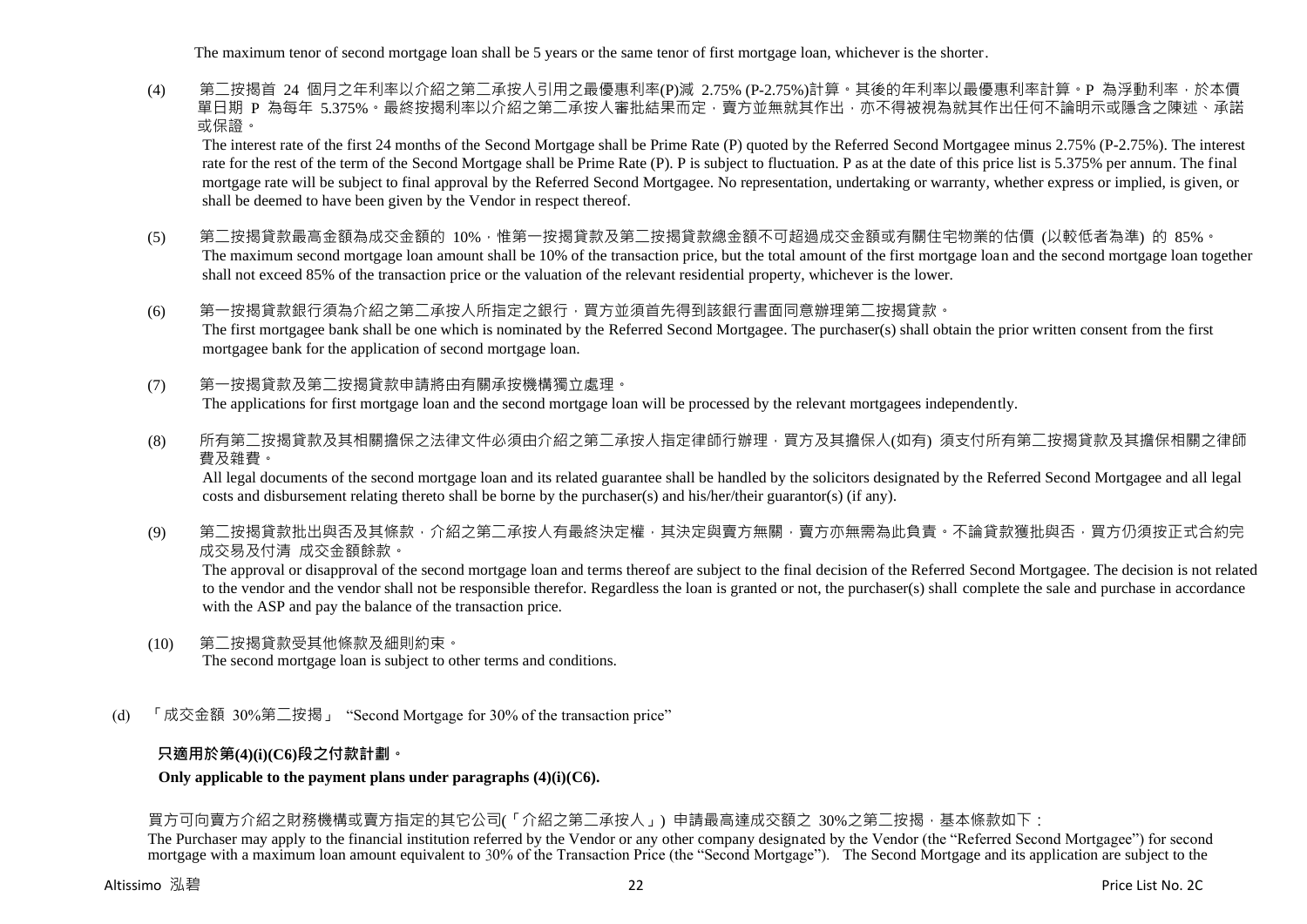The maximum tenor of second mortgage loan shall be 5 years or the same tenor of first mortgage loan, whichever is the shorter.

(4) 第二按揭首 24 個月之年利率以介紹之第二承按人引用之最優惠利率(P)減 2.75% (P-2.75%)計算。其後的年利率以最優惠利率計算。P 為浮動利率，於本價單日期 P 為每年 5.375%。最終按揭利率以介紹之第二承按人審批結果而定，賣方並無就其作出，亦不得被視為就其作出任何不論明示或隱含之陳述、承諾或保證。

The interest rate of the first 24 months of the Second Mortgage shall be Prime Rate (P) quoted by the Referred Second Mortgagee minus 2.75% (P-2.75%). The interest rate for the rest of the term of the Second Mortgage shall be Prime Rate (P). P is subject to fluctuation. P as at the date of this price list is 5.375% per annum. The final mortgage rate will be subject to final approval by the Referred Second Mortgagee. No representation, undertaking or warranty, whether express or implied, is given, or shall be deemed to have been given by the Vendor in respect thereof.

(5) 第二按揭貸款最高金額為成交金額的 10%，惟第一按揭貸款及第二按揭貸款總金額不可超過成交金額或有關住宅物業的估價 (以較低者為準) 的 85%。
The maximum second mortgage loan amount shall be 10% of the transaction price, but the total amount of the first mortgage loan and the second mortgage loan together shall not exceed 85% of the transaction price or the valuation of the relevant residential property, whichever is the lower.

(6) 第一按揭貸款銀行須為介紹之第二承按人所指定之銀行，買方並須首先得到該銀行書面同意辦理第二按揭貸款。
The first mortgagee bank shall be one which is nominated by the Referred Second Mortgagee. The purchaser(s) shall obtain the prior written consent from the first mortgagee bank for the application of second mortgage loan.

(7) 第一按揭貸款及第二按揭貸款申請將由有關承按機構獨立處理。
The applications for first mortgage loan and the second mortgage loan will be processed by the relevant mortgagees independently.

(8) 所有第二按揭貸款及其相關擔保之法律文件必須由介紹之第二承按人指定律師行辦理，買方及其擔保人(如有) 須支付所有第二按揭貸款及其擔保相關之律師費及雜費。

All legal documents of the second mortgage loan and its related guarantee shall be handled by the solicitors designated by the Referred Second Mortgagee and all legal costs and disbursement relating thereto shall be borne by the purchaser(s) and his/her/their guarantor(s) (if any).

(9) 第二按揭貸款批出與否及其條款，介紹之第二承按人有最終決定權，其決定與賣方無關，賣方亦無需為此負責。不論貸款獲批與否，買方仍須按正式合約完成交易及付清 成交金額餘款。

The approval or disapproval of the second mortgage loan and terms thereof are subject to the final decision of the Referred Second Mortgagee. The decision is not related to the vendor and the vendor shall not be responsible therefor. Regardless the loan is granted or not, the purchaser(s) shall complete the sale and purchase in accordance with the ASP and pay the balance of the transaction price.

(10) 第二按揭貸款受其他條款及細則約束。
The second mortgage loan is subject to other terms and conditions.

(d) 「成交金額 30%第二按揭」 "Second Mortgage for 30% of the transaction price"

**只適用於第(4)(i)(C6)段之付款計劃。**

**Only applicable to the payment plans under paragraphs (4)(i)(C6).**

買方可向賣方介紹之財務機構或賣方指定的其它公司(「介紹之第二承按人」) 申請最高達成交額之 30%之第二按揭，基本條款如下：
The Purchaser may apply to the financial institution referred by the Vendor or any other company designated by the Vendor (the "Referred Second Mortgagee") for second mortgage with a maximum loan amount equivalent to 30% of the Transaction Price (the "Second Mortgage"). The Second Mortgage and its application are subject to the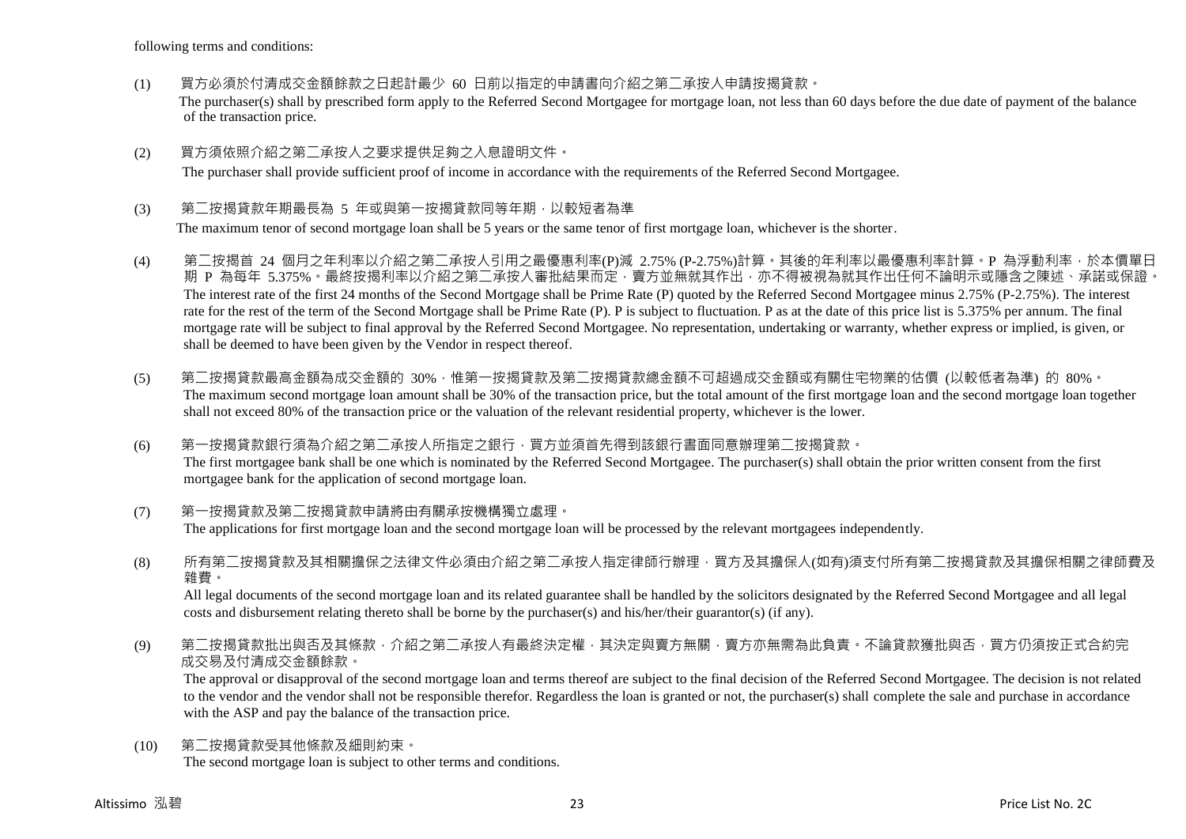following terms and conditions:

(1) 買方必須於付清成交金額餘款之日起計最少 60 日前以指定的申請書向介紹之第二承按人申請按揭貸款。
The purchaser(s) shall by prescribed form apply to the Referred Second Mortgagee for mortgage loan, not less than 60 days before the due date of payment of the balance of the transaction price.

(2) 買方須依照介紹之第二承按人之要求提供足夠之入息證明文件。
The purchaser shall provide sufficient proof of income in accordance with the requirements of the Referred Second Mortgagee.

(3) 第二按揭貸款年期最長為 5 年或與第一按揭貸款同等年期，以較短者為準
The maximum tenor of second mortgage loan shall be 5 years or the same tenor of first mortgage loan, whichever is the shorter.

(4) 第二按揭首 24 個月之年利率以介紹之第二承按人引用之最優惠利率(P)減 2.75% (P-2.75%)計算。其後的年利率以最優惠利率計算。P 為浮動利率，於本價單日期 P 為每年 5.375%。最終按揭利率以介紹之第二承按人審批結果而定，賣方並無就其作出，亦不得被視為就其作出任何不論明示或隱含之陳述、承諾或保證。
The interest rate of the first 24 months of the Second Mortgage shall be Prime Rate (P) quoted by the Referred Second Mortgagee minus 2.75% (P-2.75%). The interest rate for the rest of the term of the Second Mortgage shall be Prime Rate (P). P is subject to fluctuation. P as at the date of this price list is 5.375% per annum. The final mortgage rate will be subject to final approval by the Referred Second Mortgagee. No representation, undertaking or warranty, whether express or implied, is given, or shall be deemed to have been given by the Vendor in respect thereof.

(5) 第二按揭貸款最高金額為成交金額的 30%，惟第一按揭貸款及第二按揭貸款總金額不可超過成交金額或有關住宅物業的估價 (以較低者為準) 的 80%。
The maximum second mortgage loan amount shall be 30% of the transaction price, but the total amount of the first mortgage loan and the second mortgage loan together shall not exceed 80% of the transaction price or the valuation of the relevant residential property, whichever is the lower.

(6) 第一按揭貸款銀行須為介紹之第二承按人所指定之銀行，買方並須首先得到該銀行書面同意辦理第二按揭貸款。
The first mortgagee bank shall be one which is nominated by the Referred Second Mortgagee. The purchaser(s) shall obtain the prior written consent from the first mortgagee bank for the application of second mortgage loan.

(7) 第一按揭貸款及第二按揭貸款申請將由有關承按機構獨立處理。
The applications for first mortgage loan and the second mortgage loan will be processed by the relevant mortgagees independently.

(8) 所有第二按揭貸款及其相關擔保之法律文件必須由介紹之第二承按人指定律師行辦理，買方及其擔保人(如有)須支付所有第二按揭貸款及其擔保相關之律師費及雜費。
All legal documents of the second mortgage loan and its related guarantee shall be handled by the solicitors designated by the Referred Second Mortgagee and all legal costs and disbursement relating thereto shall be borne by the purchaser(s) and his/her/their guarantor(s) (if any).

(9) 第二按揭貸款批出與否及其條款，介紹之第二承按人有最終決定權，其決定與賣方無關，賣方亦無需為此負責。不論貸款獲批與否，買方仍須按正式合約完成交易及付清成交金額餘款。
The approval or disapproval of the second mortgage loan and terms thereof are subject to the final decision of the Referred Second Mortgagee. The decision is not related to the vendor and the vendor shall not be responsible therefor. Regardless the loan is granted or not, the purchaser(s) shall complete the sale and purchase in accordance with the ASP and pay the balance of the transaction price.

(10) 第二按揭貸款受其他條款及細則約束。
The second mortgage loan is subject to other terms and conditions.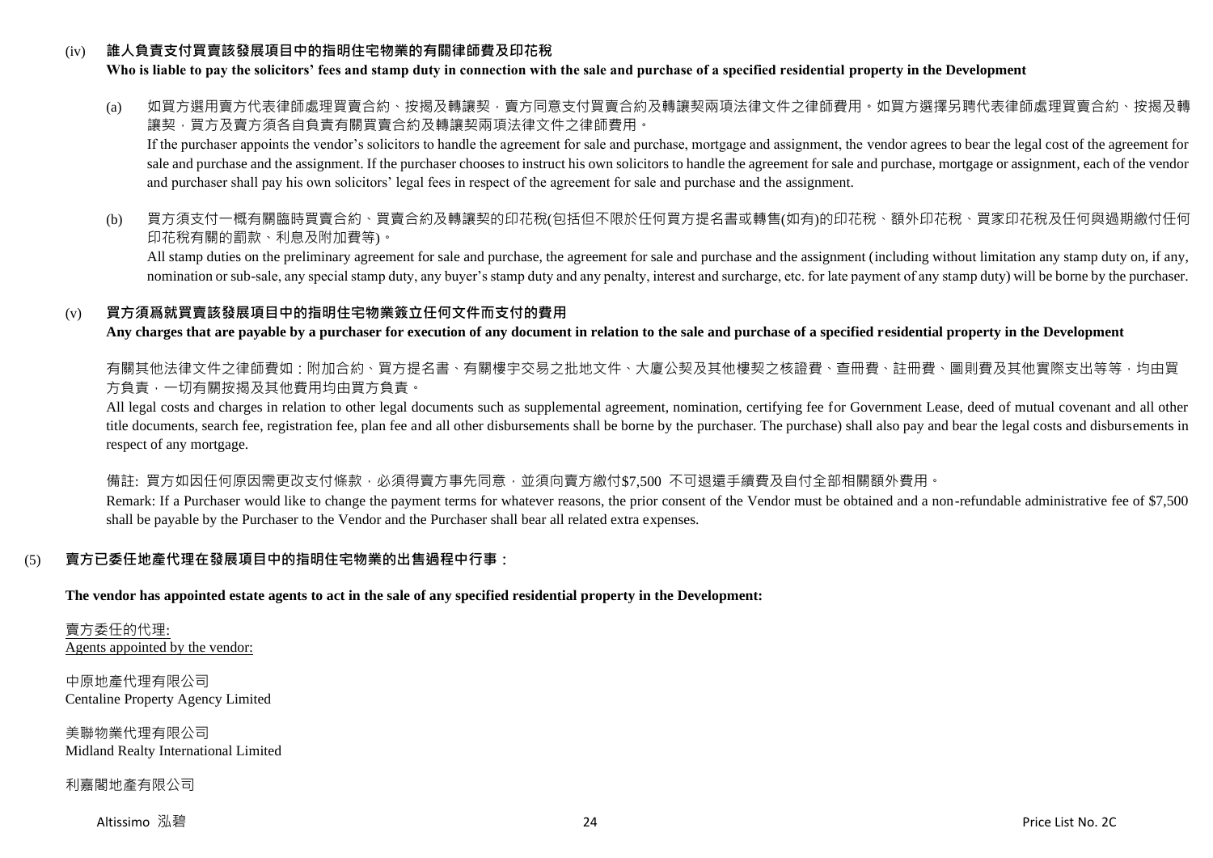(iv) **誰人負責支付買賣該發展項目中的指明住宅物業的有關律師費及印花稅**

**Who is liable to pay the solicitors' fees and stamp duty in connection with the sale and purchase of a specified residential property in the Development**

(a) 如買方選用賣方代表律師處理買賣合約、按揭及轉讓契，賣方同意支付買賣合約及轉讓契兩項法律文件之律師費用。如買方選擇另聘代表律師處理買賣合約、按揭及轉讓契，買方及賣方須各自負責有關買賣合約及轉讓契兩項法律文件之律師費用。

If the purchaser appoints the vendor's solicitors to handle the agreement for sale and purchase, mortgage and assignment, the vendor agrees to bear the legal cost of the agreement for sale and purchase and the assignment. If the purchaser chooses to instruct his own solicitors to handle the agreement for sale and purchase, mortgage or assignment, each of the vendor and purchaser shall pay his own solicitors' legal fees in respect of the agreement for sale and purchase and the assignment.

(b) 買方須支付一概有關臨時買賣合約、買賣合約及轉讓契的印花稅(包括但不限於任何買方提名書或轉售(如有)的印花稅、額外印花稅、買家印花稅及任何與過期繳付任何印花稅有關的罰款、利息及附加費等)。

All stamp duties on the preliminary agreement for sale and purchase, the agreement for sale and purchase and the assignment (including without limitation any stamp duty on, if any, nomination or sub-sale, any special stamp duty, any buyer's stamp duty and any penalty, interest and surcharge, etc. for late payment of any stamp duty) will be borne by the purchaser.

(v) **買方須爲就買賣該發展項目中的指明住宅物業簽立任何文件而支付的費用**

**Any charges that are payable by a purchaser for execution of any document in relation to the sale and purchase of a specified residential property in the Development**

有關其他法律文件之律師費如：附加合約、買方提名書、有關樓宇交易之批地文件、大廈公契及其他樓契之核證費、查冊費、註冊費、圖則費及其他實際支出等等，均由買方負責，一切有關按揭及其他費用均由買方負責。

All legal costs and charges in relation to other legal documents such as supplemental agreement, nomination, certifying fee for Government Lease, deed of mutual covenant and all other title documents, search fee, registration fee, plan fee and all other disbursements shall be borne by the purchaser. The purchase) shall also pay and bear the legal costs and disbursements in respect of any mortgage.

備註: 買方如因任何原因需更改支付條款，必須得賣方事先同意，並須向賣方繳付$7,500 不可退還手續費及自付全部相關額外費用。

Remark: If a Purchaser would like to change the payment terms for whatever reasons, the prior consent of the Vendor must be obtained and a non-refundable administrative fee of $7,500 shall be payable by the Purchaser to the Vendor and the Purchaser shall bear all related extra expenses.

(5) **賣方已委任地產代理在發展項目中的指明住宅物業的出售過程中行事：**

**The vendor has appointed estate agents to act in the sale of any specified residential property in the Development:**

賣方委任的代理:
Agents appointed by the vendor:

中原地產代理有限公司
Centaline Property Agency Limited

美聯物業代理有限公司
Midland Realty International Limited

利嘉閣地產有限公司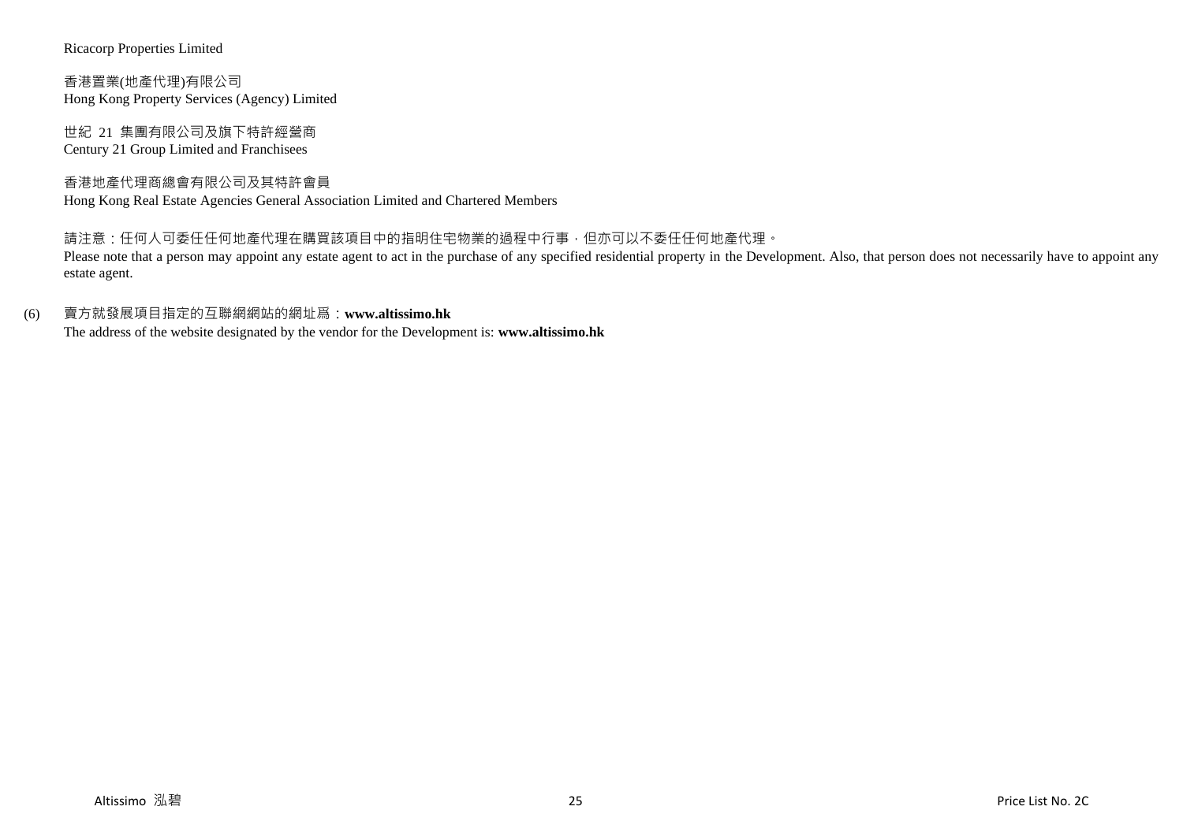Ricacorp Properties Limited

香港置業(地產代理)有限公司
Hong Kong Property Services (Agency) Limited

世紀 21 集團有限公司及旗下特許經營商
Century 21 Group Limited and Franchisees

香港地產代理商總會有限公司及其特許會員
Hong Kong Real Estate Agencies General Association Limited and Chartered Members

請注意：任何人可委任任何地產代理在購買該項目中的指明住宅物業的過程中行事，但亦可以不委任任何地產代理。
Please note that a person may appoint any estate agent to act in the purchase of any specified residential property in the Development. Also, that person does not necessarily have to appoint any estate agent.

(6) 賣方就發展項目指定的互聯網網站的網址爲：**www.altissimo.hk**
The address of the website designated by the vendor for the Development is: **www.altissimo.hk**